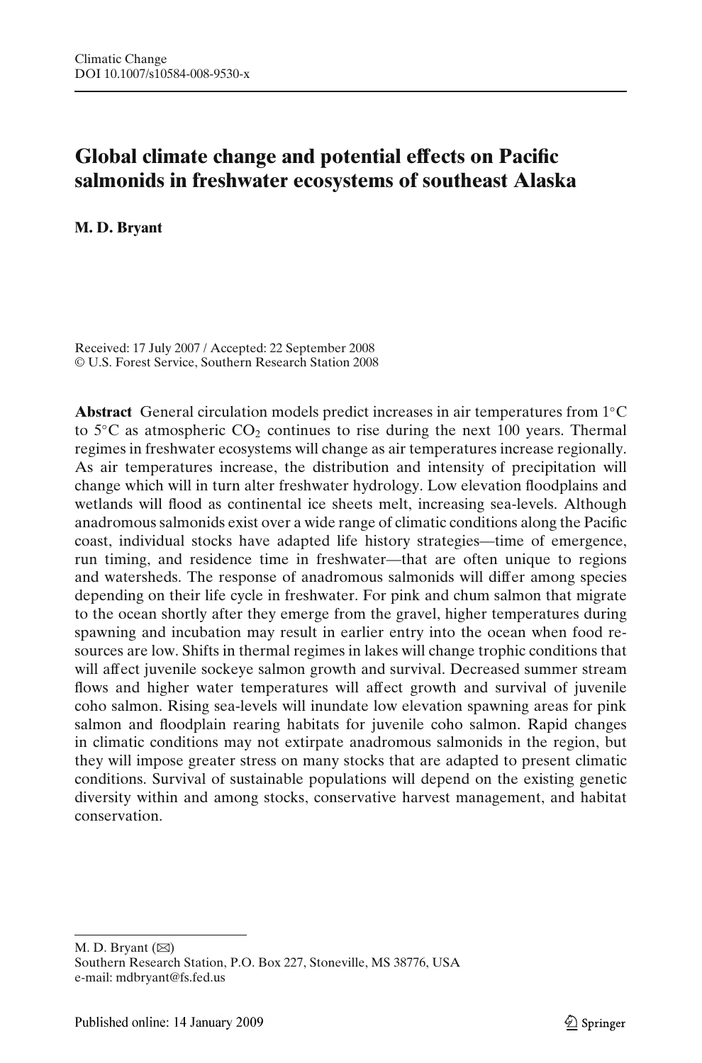Climatic Change
DOI 10.1007/s10584-008-9530-x

# Global climate change and potential effects on Pacific salmonids in freshwater ecosystems of southeast Alaska

**M. D. Bryant**

Received: 17 July 2007 / Accepted: 22 September 2008
© U.S. Forest Service, Southern Research Station 2008

**Abstract** General circulation models predict increases in air temperatures from 1°C to 5°C as atmospheric $CO_2$ continues to rise during the next 100 years. Thermal regimes in freshwater ecosystems will change as air temperatures increase regionally. As air temperatures increase, the distribution and intensity of precipitation will change which will in turn alter freshwater hydrology. Low elevation floodplains and wetlands will flood as continental ice sheets melt, increasing sea-levels. Although anadromous salmonids exist over a wide range of climatic conditions along the Pacific coast, individual stocks have adapted life history strategies—time of emergence, run timing, and residence time in freshwater—that are often unique to regions and watersheds. The response of anadromous salmonids will differ among species depending on their life cycle in freshwater. For pink and chum salmon that migrate to the ocean shortly after they emerge from the gravel, higher temperatures during spawning and incubation may result in earlier entry into the ocean when food resources are low. Shifts in thermal regimes in lakes will change trophic conditions that will affect juvenile sockeye salmon growth and survival. Decreased summer stream flows and higher water temperatures will affect growth and survival of juvenile coho salmon. Rising sea-levels will inundate low elevation spawning areas for pink salmon and floodplain rearing habitats for juvenile coho salmon. Rapid changes in climatic conditions may not extirpate anadromous salmonids in the region, but they will impose greater stress on many stocks that are adapted to present climatic conditions. Survival of sustainable populations will depend on the existing genetic diversity within and among stocks, conservative harvest management, and habitat conservation.

---

M. D. Bryant (✉)
Southern Research Station, P.O. Box 227, Stoneville, MS 38776, USA
e-mail: mdbryant@fs.fed.us

Published online: 14 January 2009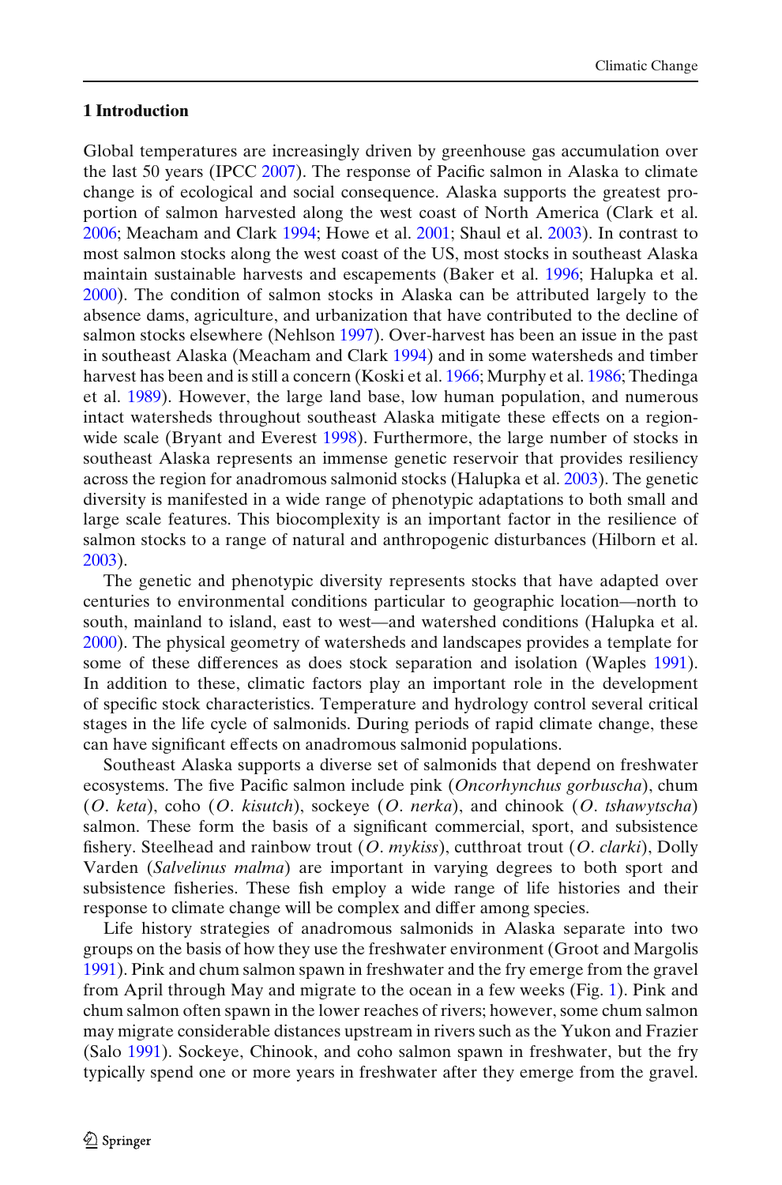## 1 Introduction

Global temperatures are increasingly driven by greenhouse gas accumulation over the last 50 years (IPCC 2007). The response of Pacific salmon in Alaska to climate change is of ecological and social consequence. Alaska supports the greatest proportion of salmon harvested along the west coast of North America (Clark et al. 2006; Meacham and Clark 1994; Howe et al. 2001; Shaul et al. 2003). In contrast to most salmon stocks along the west coast of the US, most stocks in southeast Alaska maintain sustainable harvests and escapements (Baker et al. 1996; Halupka et al. 2000). The condition of salmon stocks in Alaska can be attributed largely to the absence dams, agriculture, and urbanization that have contributed to the decline of salmon stocks elsewhere (Nehlson 1997). Over-harvest has been an issue in the past in southeast Alaska (Meacham and Clark 1994) and in some watersheds and timber harvest has been and is still a concern (Koski et al. 1966; Murphy et al. 1986; Thedinga et al. 1989). However, the large land base, low human population, and numerous intact watersheds throughout southeast Alaska mitigate these effects on a region-wide scale (Bryant and Everest 1998). Furthermore, the large number of stocks in southeast Alaska represents an immense genetic reservoir that provides resiliency across the region for anadromous salmonid stocks (Halupka et al. 2003). The genetic diversity is manifested in a wide range of phenotypic adaptations to both small and large scale features. This biocomplexity is an important factor in the resilience of salmon stocks to a range of natural and anthropogenic disturbances (Hilborn et al. 2003).

The genetic and phenotypic diversity represents stocks that have adapted over centuries to environmental conditions particular to geographic location—north to south, mainland to island, east to west—and watershed conditions (Halupka et al. 2000). The physical geometry of watersheds and landscapes provides a template for some of these differences as does stock separation and isolation (Waples 1991). In addition to these, climatic factors play an important role in the development of specific stock characteristics. Temperature and hydrology control several critical stages in the life cycle of salmonids. During periods of rapid climate change, these can have significant effects on anadromous salmonid populations.

Southeast Alaska supports a diverse set of salmonids that depend on freshwater ecosystems. The five Pacific salmon include pink (*Oncorhynchus gorbuscha*), chum (*O. keta*), coho (*O. kisutch*), sockeye (*O. nerka*), and chinook (*O. tshawytscha*) salmon. These form the basis of a significant commercial, sport, and subsistence fishery. Steelhead and rainbow trout (*O. mykiss*), cutthroat trout (*O. clarki*), Dolly Varden (*Salvelinus malma*) are important in varying degrees to both sport and subsistence fisheries. These fish employ a wide range of life histories and their response to climate change will be complex and differ among species.

Life history strategies of anadromous salmonids in Alaska separate into two groups on the basis of how they use the freshwater environment (Groot and Margolis 1991). Pink and chum salmon spawn in freshwater and the fry emerge from the gravel from April through May and migrate to the ocean in a few weeks (Fig. 1). Pink and chum salmon often spawn in the lower reaches of rivers; however, some chum salmon may migrate considerable distances upstream in rivers such as the Yukon and Frazier (Salo 1991). Sockeye, Chinook, and coho salmon spawn in freshwater, but the fry typically spend one or more years in freshwater after they emerge from the gravel.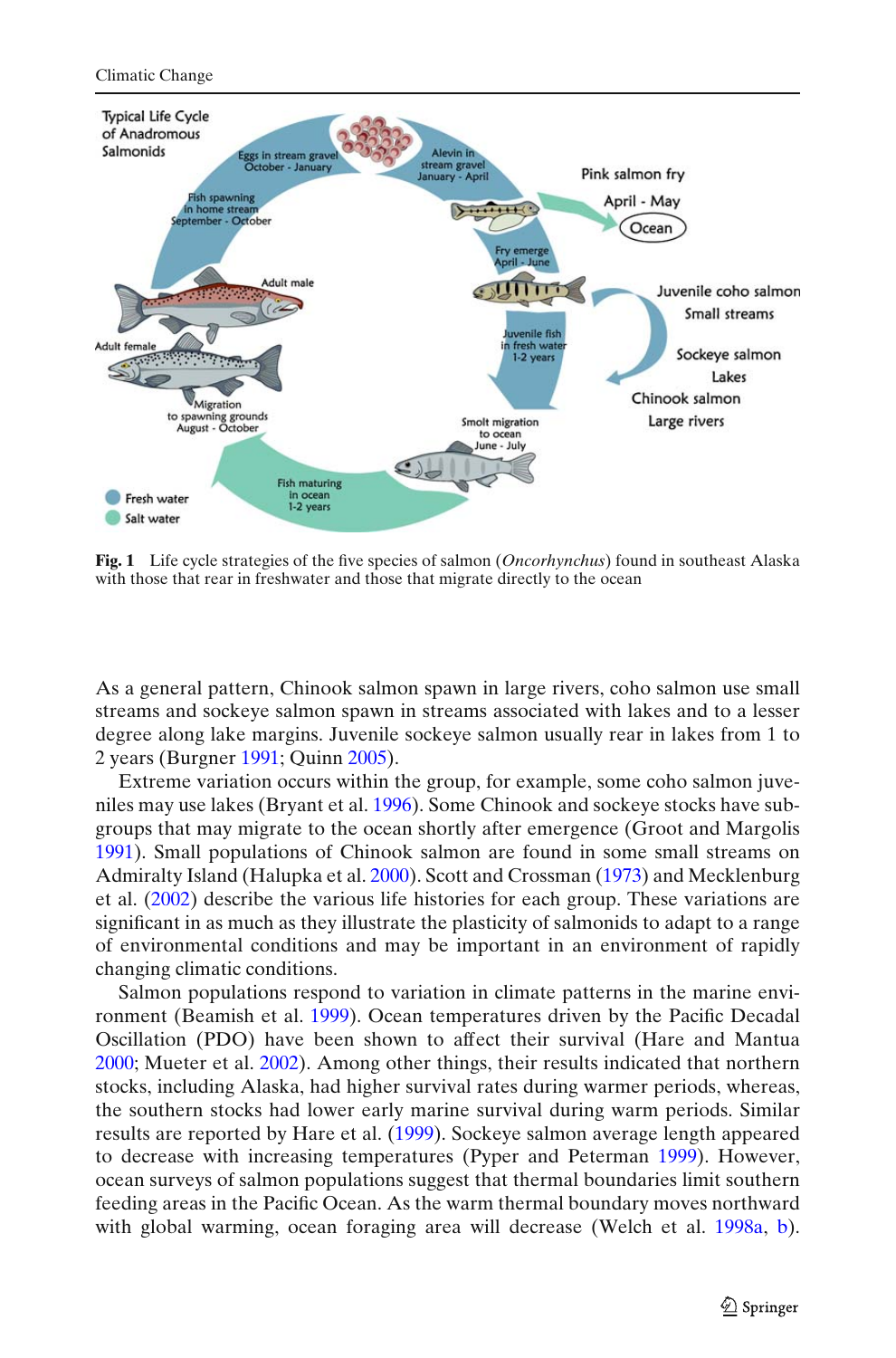**Fig. 1** Life cycle strategies of the five species of salmon (*Oncorhynchus*) found in southeast Alaska with those that rear in freshwater and those that migrate directly to the ocean

As a general pattern, Chinook salmon spawn in large rivers, coho salmon use small streams and sockeye salmon spawn in streams associated with lakes and to a lesser degree along lake margins. Juvenile sockeye salmon usually rear in lakes from 1 to 2 years (Burgner 1991; Quinn 2005).

Extreme variation occurs within the group, for example, some coho salmon juveniles may use lakes (Bryant et al. 1996). Some Chinook and sockeye stocks have subgroups that may migrate to the ocean shortly after emergence (Groot and Margolis 1991). Small populations of Chinook salmon are found in some small streams on Admiralty Island (Halupka et al. 2000). Scott and Crossman (1973) and Mecklenburg et al. (2002) describe the various life histories for each group. These variations are significant in as much as they illustrate the plasticity of salmonids to adapt to a range of environmental conditions and may be important in an environment of rapidly changing climatic conditions.

Salmon populations respond to variation in climate patterns in the marine environment (Beamish et al. 1999). Ocean temperatures driven by the Pacific Decadal Oscillation (PDO) have been shown to affect their survival (Hare and Mantua 2000; Mueter et al. 2002). Among other things, their results indicated that northern stocks, including Alaska, had higher survival rates during warmer periods, whereas, the southern stocks had lower early marine survival during warm periods. Similar results are reported by Hare et al. (1999). Sockeye salmon average length appeared to decrease with increasing temperatures (Pyper and Peterman 1999). However, ocean surveys of salmon populations suggest that thermal boundaries limit southern feeding areas in the Pacific Ocean. As the warm thermal boundary moves northward with global warming, ocean foraging area will decrease (Welch et al. 1998a, b).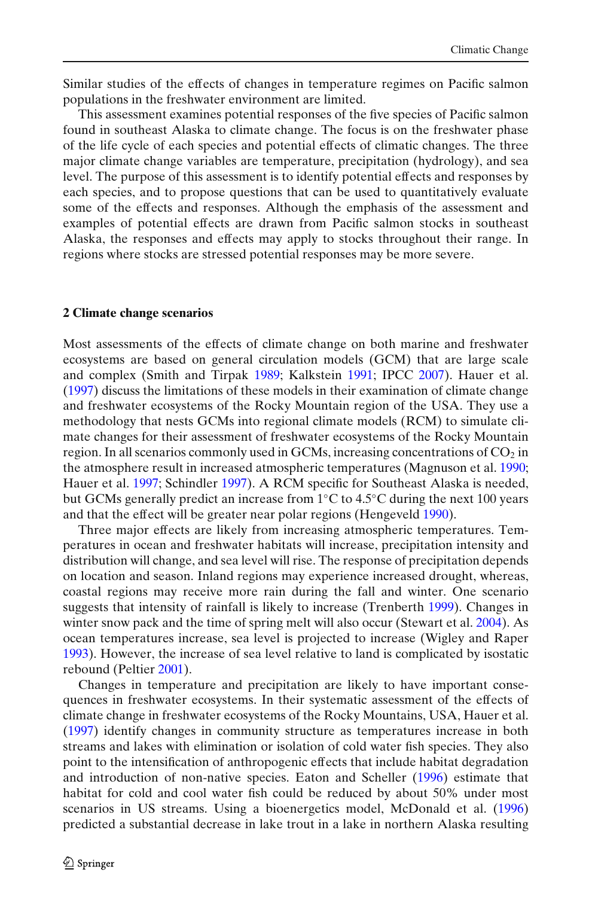Similar studies of the effects of changes in temperature regimes on Pacific salmon populations in the freshwater environment are limited.

This assessment examines potential responses of the five species of Pacific salmon found in southeast Alaska to climate change. The focus is on the freshwater phase of the life cycle of each species and potential effects of climatic changes. The three major climate change variables are temperature, precipitation (hydrology), and sea level. The purpose of this assessment is to identify potential effects and responses by each species, and to propose questions that can be used to quantitatively evaluate some of the effects and responses. Although the emphasis of the assessment and examples of potential effects are drawn from Pacific salmon stocks in southeast Alaska, the responses and effects may apply to stocks throughout their range. In regions where stocks are stressed potential responses may be more severe.

## 2 Climate change scenarios

Most assessments of the effects of climate change on both marine and freshwater ecosystems are based on general circulation models (GCM) that are large scale and complex (Smith and Tirpak 1989; Kalkstein 1991; IPCC 2007). Hauer et al. (1997) discuss the limitations of these models in their examination of climate change and freshwater ecosystems of the Rocky Mountain region of the USA. They use a methodology that nests GCMs into regional climate models (RCM) to simulate climate changes for their assessment of freshwater ecosystems of the Rocky Mountain region. In all scenarios commonly used in GCMs, increasing concentrations of $CO_2$ in the atmosphere result in increased atmospheric temperatures (Magnuson et al. 1990; Hauer et al. 1997; Schindler 1997). A RCM specific for Southeast Alaska is needed, but GCMs generally predict an increase from 1°C to 4.5°C during the next 100 years and that the effect will be greater near polar regions (Hengeveld 1990).

Three major effects are likely from increasing atmospheric temperatures. Temperatures in ocean and freshwater habitats will increase, precipitation intensity and distribution will change, and sea level will rise. The response of precipitation depends on location and season. Inland regions may experience increased drought, whereas, coastal regions may receive more rain during the fall and winter. One scenario suggests that intensity of rainfall is likely to increase (Trenberth 1999). Changes in winter snow pack and the time of spring melt will also occur (Stewart et al. 2004). As ocean temperatures increase, sea level is projected to increase (Wigley and Raper 1993). However, the increase of sea level relative to land is complicated by isostatic rebound (Peltier 2001).

Changes in temperature and precipitation are likely to have important consequences in freshwater ecosystems. In their systematic assessment of the effects of climate change in freshwater ecosystems of the Rocky Mountains, USA, Hauer et al. (1997) identify changes in community structure as temperatures increase in both streams and lakes with elimination or isolation of cold water fish species. They also point to the intensification of anthropogenic effects that include habitat degradation and introduction of non-native species. Eaton and Scheller (1996) estimate that habitat for cold and cool water fish could be reduced by about 50% under most scenarios in US streams. Using a bioenergetics model, McDonald et al. (1996) predicted a substantial decrease in lake trout in a lake in northern Alaska resulting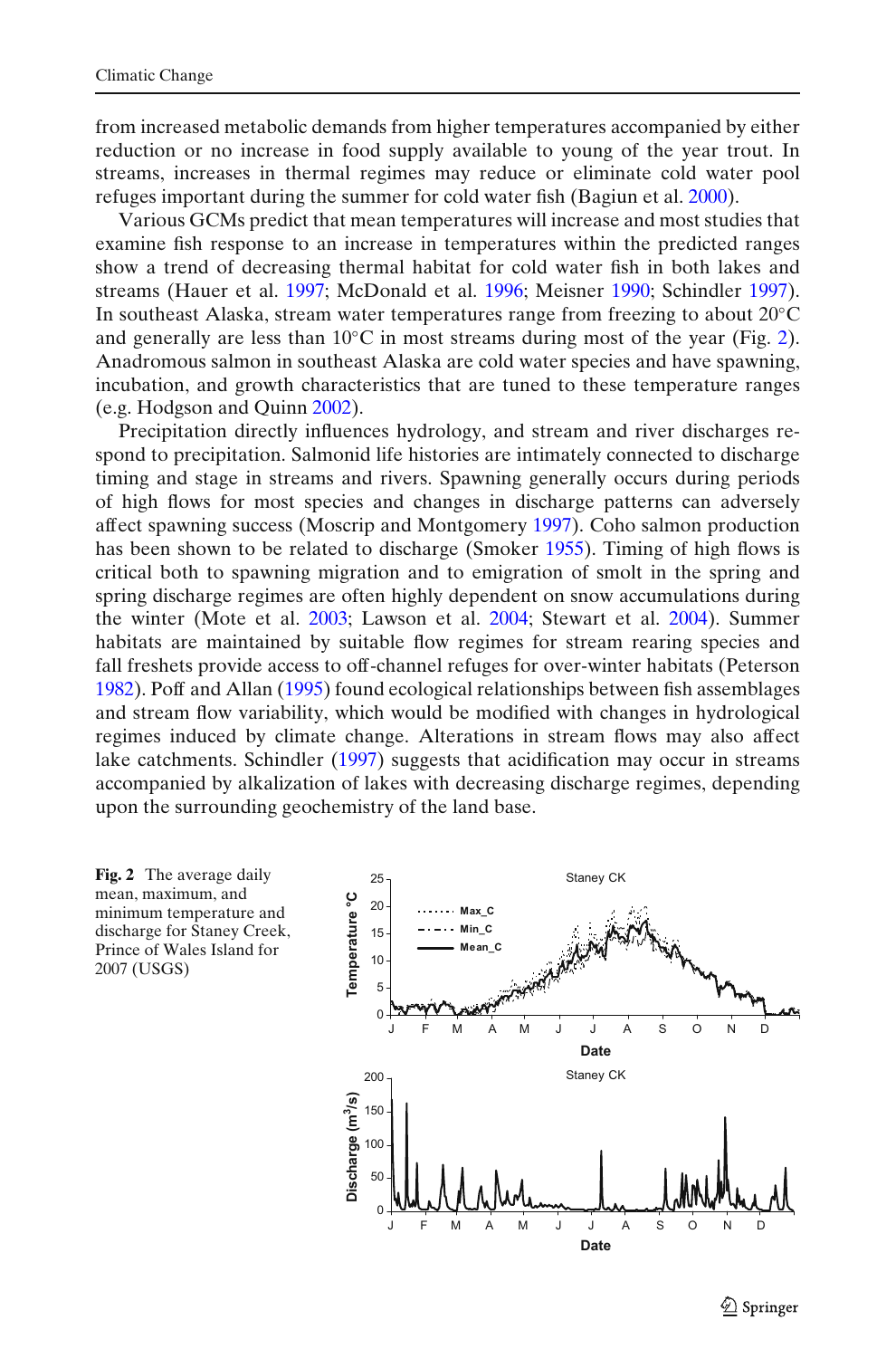from increased metabolic demands from higher temperatures accompanied by either reduction or no increase in food supply available to young of the year trout. In streams, increases in thermal regimes may reduce or eliminate cold water pool refuges important during the summer for cold water fish (Bagiun et al. 2000).

Various GCMs predict that mean temperatures will increase and most studies that examine fish response to an increase in temperatures within the predicted ranges show a trend of decreasing thermal habitat for cold water fish in both lakes and streams (Hauer et al. 1997; McDonald et al. 1996; Meisner 1990; Schindler 1997). In southeast Alaska, stream water temperatures range from freezing to about 20°C and generally are less than 10°C in most streams during most of the year (Fig. 2). Anadromous salmon in southeast Alaska are cold water species and have spawning, incubation, and growth characteristics that are tuned to these temperature ranges (e.g. Hodgson and Quinn 2002).

Precipitation directly influences hydrology, and stream and river discharges respond to precipitation. Salmonid life histories are intimately connected to discharge timing and stage in streams and rivers. Spawning generally occurs during periods of high flows for most species and changes in discharge patterns can adversely affect spawning success (Moscrip and Montgomery 1997). Coho salmon production has been shown to be related to discharge (Smoker 1955). Timing of high flows is critical both to spawning migration and to emigration of smolt in the spring and spring discharge regimes are often highly dependent on snow accumulations during the winter (Mote et al. 2003; Lawson et al. 2004; Stewart et al. 2004). Summer habitats are maintained by suitable flow regimes for stream rearing species and fall freshets provide access to off-channel refuges for over-winter habitats (Peterson 1982). Poff and Allan (1995) found ecological relationships between fish assemblages and stream flow variability, which would be modified with changes in hydrological regimes induced by climate change. Alterations in stream flows may also affect lake catchments. Schindler (1997) suggests that acidification may occur in streams accompanied by alkalization of lakes with decreasing discharge regimes, depending upon the surrounding geochemistry of the land base.

**Fig. 2** The average daily mean, maximum, and minimum temperature and discharge for Staney Creek, Prince of Wales Island for 2007 (USGS)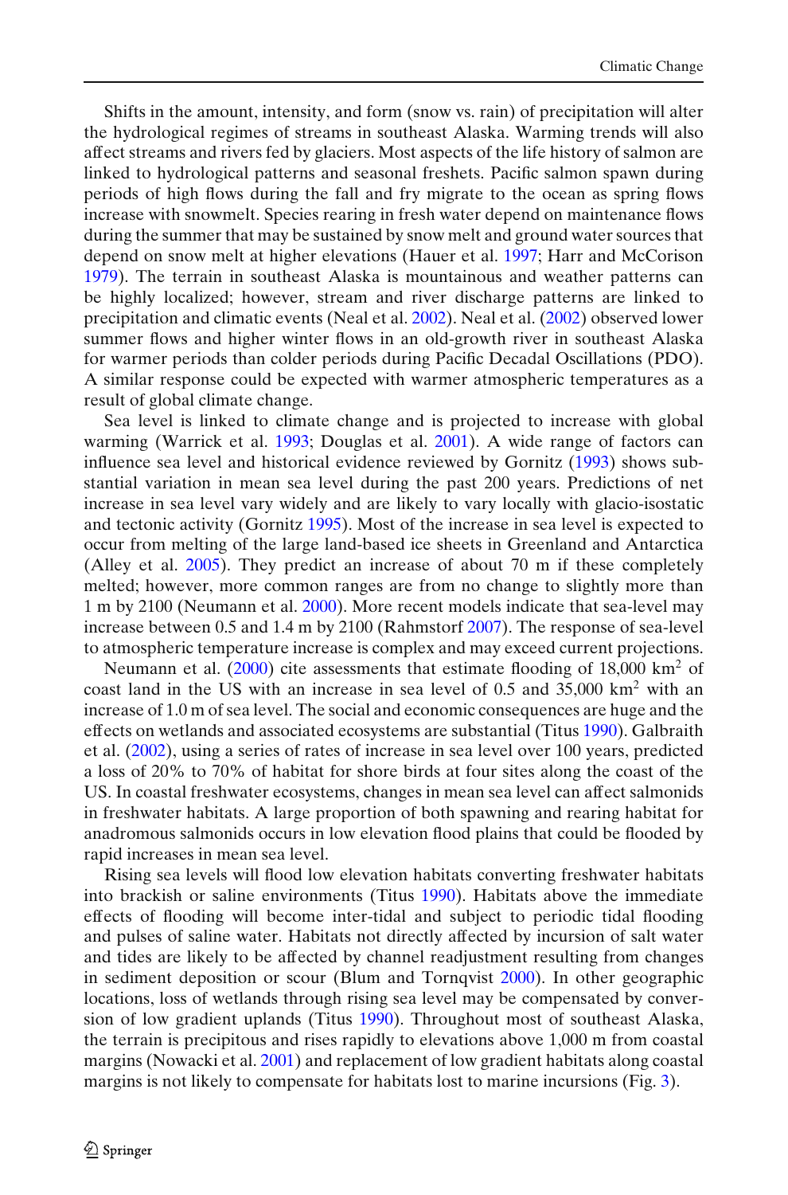Shifts in the amount, intensity, and form (snow vs. rain) of precipitation will alter the hydrological regimes of streams in southeast Alaska. Warming trends will also affect streams and rivers fed by glaciers. Most aspects of the life history of salmon are linked to hydrological patterns and seasonal freshets. Pacific salmon spawn during periods of high flows during the fall and fry migrate to the ocean as spring flows increase with snowmelt. Species rearing in fresh water depend on maintenance flows during the summer that may be sustained by snow melt and ground water sources that depend on snow melt at higher elevations (Hauer et al. 1997; Harr and McCorison 1979). The terrain in southeast Alaska is mountainous and weather patterns can be highly localized; however, stream and river discharge patterns are linked to precipitation and climatic events (Neal et al. 2002). Neal et al. (2002) observed lower summer flows and higher winter flows in an old-growth river in southeast Alaska for warmer periods than colder periods during Pacific Decadal Oscillations (PDO). A similar response could be expected with warmer atmospheric temperatures as a result of global climate change.

Sea level is linked to climate change and is projected to increase with global warming (Warrick et al. 1993; Douglas et al. 2001). A wide range of factors can influence sea level and historical evidence reviewed by Gornitz (1993) shows substantial variation in mean sea level during the past 200 years. Predictions of net increase in sea level vary widely and are likely to vary locally with glacio-isostatic and tectonic activity (Gornitz 1995). Most of the increase in sea level is expected to occur from melting of the large land-based ice sheets in Greenland and Antarctica (Alley et al. 2005). They predict an increase of about 70 m if these completely melted; however, more common ranges are from no change to slightly more than 1 m by 2100 (Neumann et al. 2000). More recent models indicate that sea-level may increase between 0.5 and 1.4 m by 2100 (Rahmstorf 2007). The response of sea-level to atmospheric temperature increase is complex and may exceed current projections.

Neumann et al. (2000) cite assessments that estimate flooding of 18,000 km$^2$ of coast land in the US with an increase in sea level of 0.5 and 35,000 km$^2$ with an increase of 1.0 m of sea level. The social and economic consequences are huge and the effects on wetlands and associated ecosystems are substantial (Titus 1990). Galbraith et al. (2002), using a series of rates of increase in sea level over 100 years, predicted a loss of 20% to 70% of habitat for shore birds at four sites along the coast of the US. In coastal freshwater ecosystems, changes in mean sea level can affect salmonids in freshwater habitats. A large proportion of both spawning and rearing habitat for anadromous salmonids occurs in low elevation flood plains that could be flooded by rapid increases in mean sea level.

Rising sea levels will flood low elevation habitats converting freshwater habitats into brackish or saline environments (Titus 1990). Habitats above the immediate effects of flooding will become inter-tidal and subject to periodic tidal flooding and pulses of saline water. Habitats not directly affected by incursion of salt water and tides are likely to be affected by channel readjustment resulting from changes in sediment deposition or scour (Blum and Tornqvist 2000). In other geographic locations, loss of wetlands through rising sea level may be compensated by conversion of low gradient uplands (Titus 1990). Throughout most of southeast Alaska, the terrain is precipitous and rises rapidly to elevations above 1,000 m from coastal margins (Nowacki et al. 2001) and replacement of low gradient habitats along coastal margins is not likely to compensate for habitats lost to marine incursions (Fig. 3).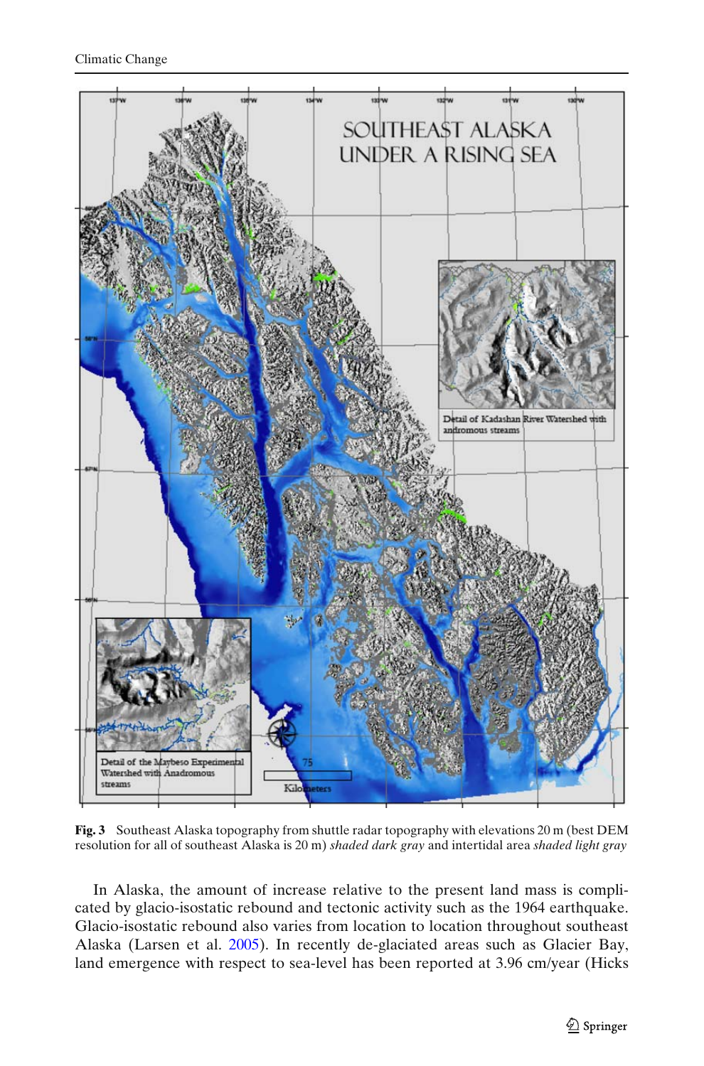**Fig. 3** Southeast Alaska topography from shuttle radar topography with elevations 20 m (best DEM resolution for all of southeast Alaska is 20 m) *shaded dark gray* and intertidal area *shaded light gray*

In Alaska, the amount of increase relative to the present land mass is complicated by glacio-isostatic rebound and tectonic activity such as the 1964 earthquake. Glacio-isostatic rebound also varies from location to location throughout southeast Alaska (Larsen et al. 2005). In recently de-glaciated areas such as Glacier Bay, land emergence with respect to sea-level has been reported at 3.96 cm/year (Hicks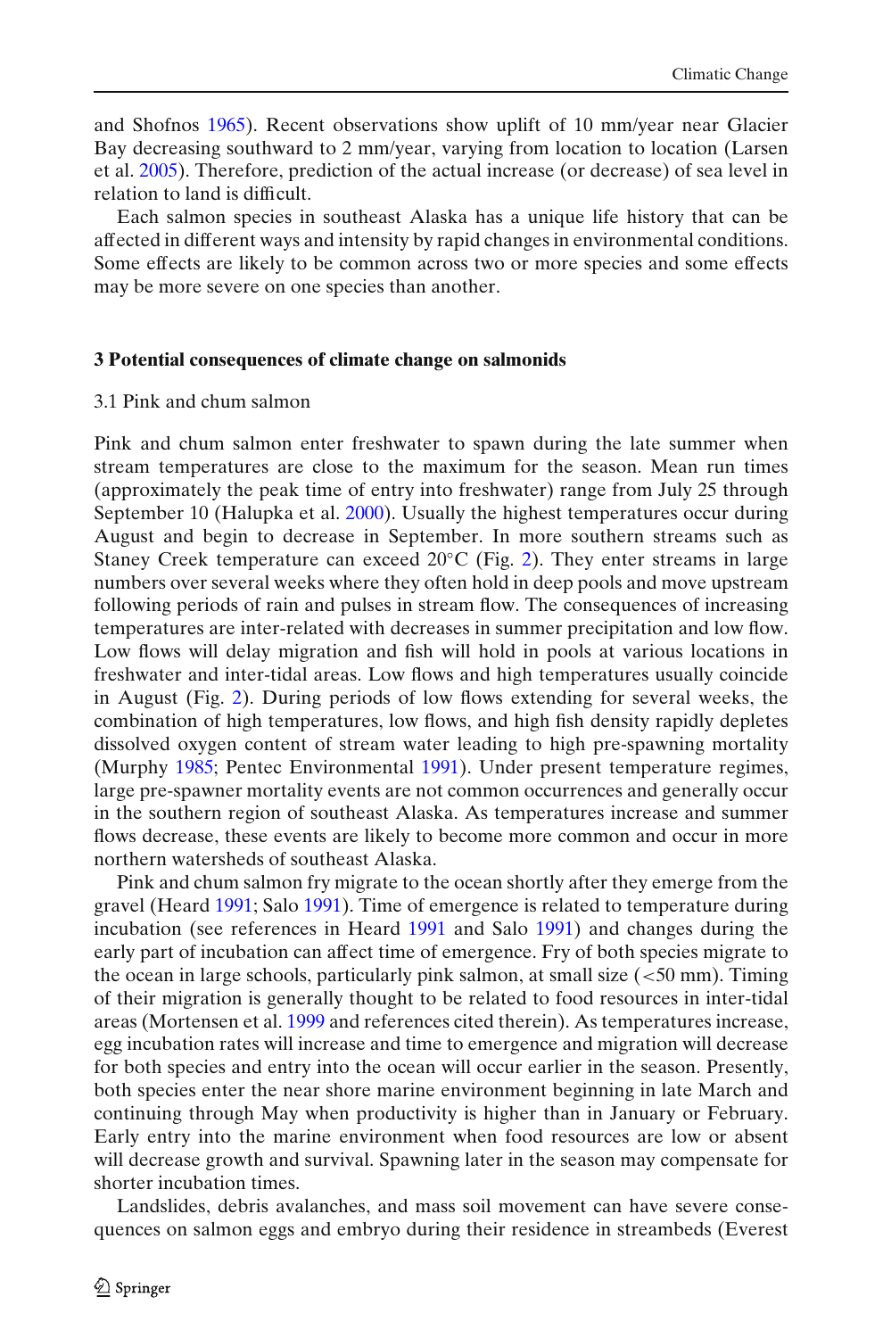and Shofnos 1965). Recent observations show uplift of 10 mm/year near Glacier Bay decreasing southward to 2 mm/year, varying from location to location (Larsen et al. 2005). Therefore, prediction of the actual increase (or decrease) of sea level in relation to land is difficult.

Each salmon species in southeast Alaska has a unique life history that can be affected in different ways and intensity by rapid changes in environmental conditions. Some effects are likely to be common across two or more species and some effects may be more severe on one species than another.

## 3 Potential consequences of climate change on salmonids

### 3.1 Pink and chum salmon

Pink and chum salmon enter freshwater to spawn during the late summer when stream temperatures are close to the maximum for the season. Mean run times (approximately the peak time of entry into freshwater) range from July 25 through September 10 (Halupka et al. 2000). Usually the highest temperatures occur during August and begin to decrease in September. In more southern streams such as Staney Creek temperature can exceed 20°C (Fig. 2). They enter streams in large numbers over several weeks where they often hold in deep pools and move upstream following periods of rain and pulses in stream flow. The consequences of increasing temperatures are inter-related with decreases in summer precipitation and low flow. Low flows will delay migration and fish will hold in pools at various locations in freshwater and inter-tidal areas. Low flows and high temperatures usually coincide in August (Fig. 2). During periods of low flows extending for several weeks, the combination of high temperatures, low flows, and high fish density rapidly depletes dissolved oxygen content of stream water leading to high pre-spawning mortality (Murphy 1985; Pentec Environmental 1991). Under present temperature regimes, large pre-spawner mortality events are not common occurrences and generally occur in the southern region of southeast Alaska. As temperatures increase and summer flows decrease, these events are likely to become more common and occur in more northern watersheds of southeast Alaska.

Pink and chum salmon fry migrate to the ocean shortly after they emerge from the gravel (Heard 1991; Salo 1991). Time of emergence is related to temperature during incubation (see references in Heard 1991 and Salo 1991) and changes during the early part of incubation can affect time of emergence. Fry of both species migrate to the ocean in large schools, particularly pink salmon, at small size (<50 mm). Timing of their migration is generally thought to be related to food resources in inter-tidal areas (Mortensen et al. 1999 and references cited therein). As temperatures increase, egg incubation rates will increase and time to emergence and migration will decrease for both species and entry into the ocean will occur earlier in the season. Presently, both species enter the near shore marine environment beginning in late March and continuing through May when productivity is higher than in January or February. Early entry into the marine environment when food resources are low or absent will decrease growth and survival. Spawning later in the season may compensate for shorter incubation times.

Landslides, debris avalanches, and mass soil movement can have severe consequences on salmon eggs and embryo during their residence in streambeds (Everest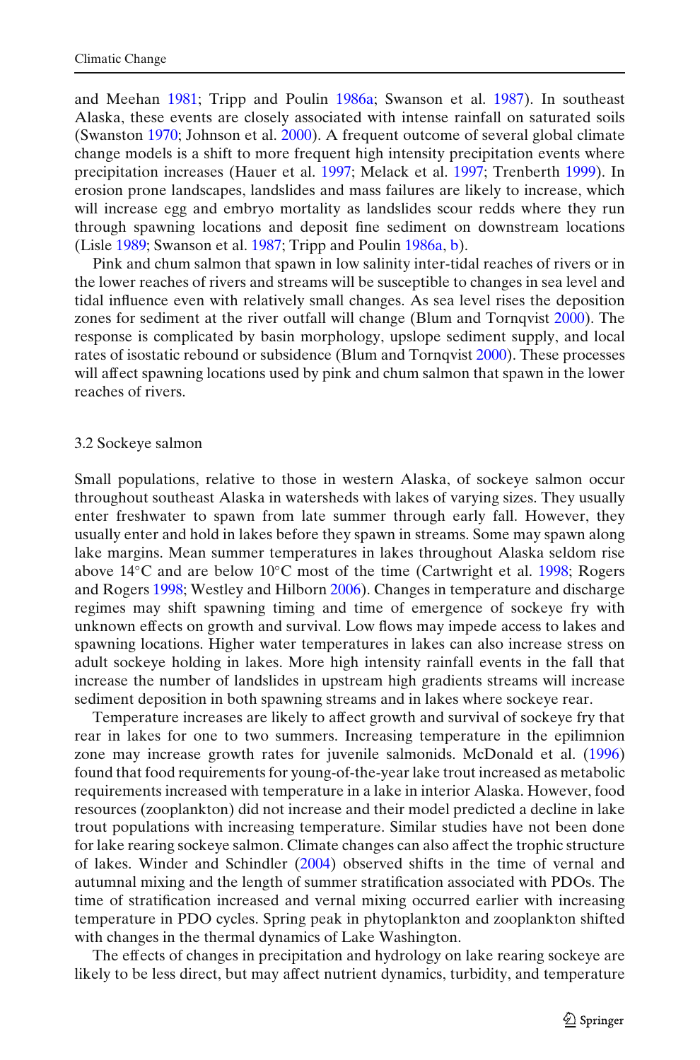and Meehan 1981; Tripp and Poulin 1986a; Swanson et al. 1987). In southeast Alaska, these events are closely associated with intense rainfall on saturated soils (Swanston 1970; Johnson et al. 2000). A frequent outcome of several global climate change models is a shift to more frequent high intensity precipitation events where precipitation increases (Hauer et al. 1997; Melack et al. 1997; Trenberth 1999). In erosion prone landscapes, landslides and mass failures are likely to increase, which will increase egg and embryo mortality as landslides scour redds where they run through spawning locations and deposit fine sediment on downstream locations (Lisle 1989; Swanson et al. 1987; Tripp and Poulin 1986a, b).

Pink and chum salmon that spawn in low salinity inter-tidal reaches of rivers or in the lower reaches of rivers and streams will be susceptible to changes in sea level and tidal influence even with relatively small changes. As sea level rises the deposition zones for sediment at the river outfall will change (Blum and Tornqvist 2000). The response is complicated by basin morphology, upslope sediment supply, and local rates of isostatic rebound or subsidence (Blum and Tornqvist 2000). These processes will affect spawning locations used by pink and chum salmon that spawn in the lower reaches of rivers.

### 3.2 Sockeye salmon

Small populations, relative to those in western Alaska, of sockeye salmon occur throughout southeast Alaska in watersheds with lakes of varying sizes. They usually enter freshwater to spawn from late summer through early fall. However, they usually enter and hold in lakes before they spawn in streams. Some may spawn along lake margins. Mean summer temperatures in lakes throughout Alaska seldom rise above 14°C and are below 10°C most of the time (Cartwright et al. 1998; Rogers and Rogers 1998; Westley and Hilborn 2006). Changes in temperature and discharge regimes may shift spawning timing and time of emergence of sockeye fry with unknown effects on growth and survival. Low flows may impede access to lakes and spawning locations. Higher water temperatures in lakes can also increase stress on adult sockeye holding in lakes. More high intensity rainfall events in the fall that increase the number of landslides in upstream high gradients streams will increase sediment deposition in both spawning streams and in lakes where sockeye rear.

Temperature increases are likely to affect growth and survival of sockeye fry that rear in lakes for one to two summers. Increasing temperature in the epilimnion zone may increase growth rates for juvenile salmonids. McDonald et al. (1996) found that food requirements for young-of-the-year lake trout increased as metabolic requirements increased with temperature in a lake in interior Alaska. However, food resources (zooplankton) did not increase and their model predicted a decline in lake trout populations with increasing temperature. Similar studies have not been done for lake rearing sockeye salmon. Climate changes can also affect the trophic structure of lakes. Winder and Schindler (2004) observed shifts in the time of vernal and autumnal mixing and the length of summer stratification associated with PDOs. The time of stratification increased and vernal mixing occurred earlier with increasing temperature in PDO cycles. Spring peak in phytoplankton and zooplankton shifted with changes in the thermal dynamics of Lake Washington.

The effects of changes in precipitation and hydrology on lake rearing sockeye are likely to be less direct, but may affect nutrient dynamics, turbidity, and temperature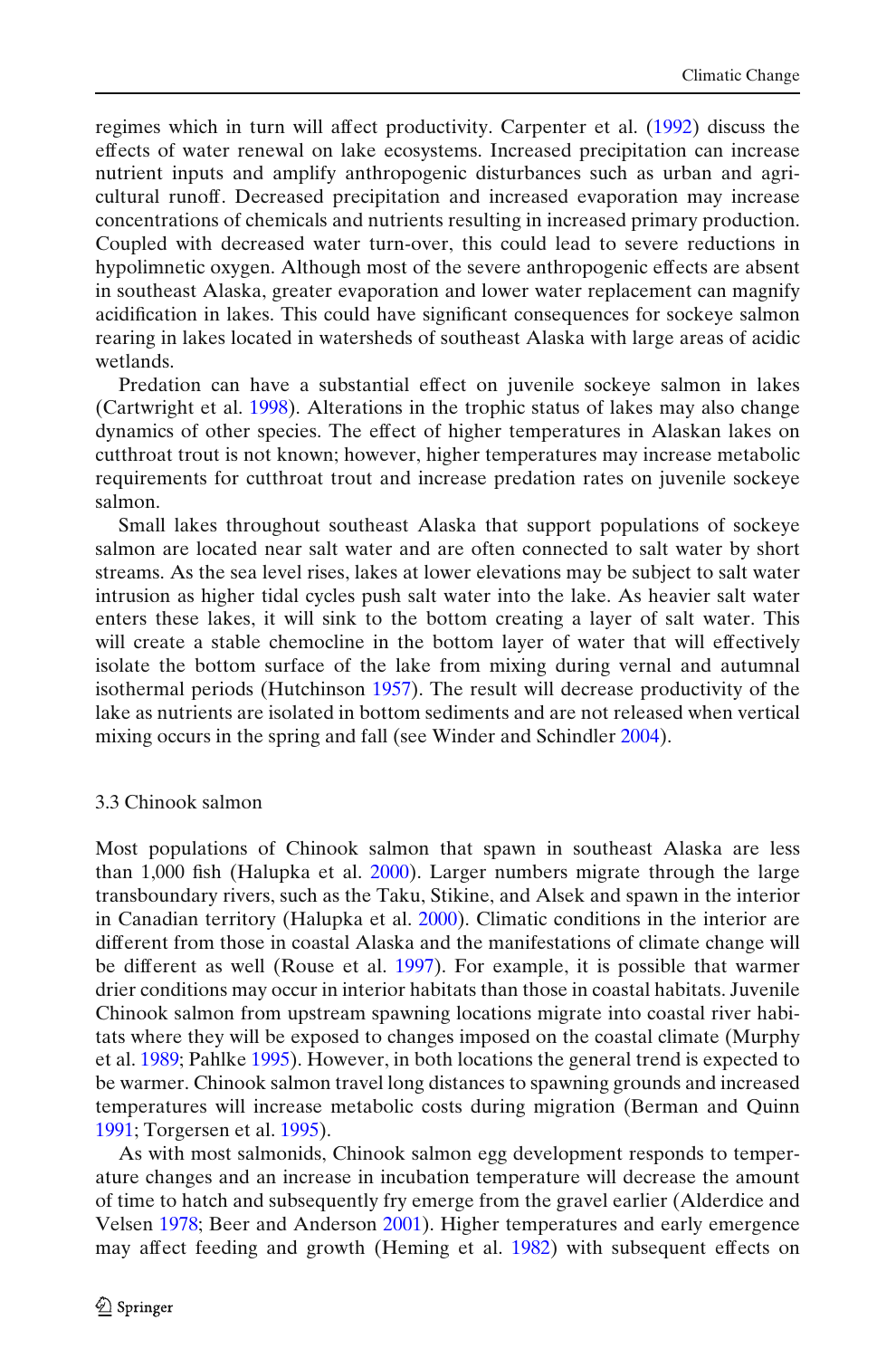regimes which in turn will affect productivity. Carpenter et al. (1992) discuss the effects of water renewal on lake ecosystems. Increased precipitation can increase nutrient inputs and amplify anthropogenic disturbances such as urban and agricultural runoff. Decreased precipitation and increased evaporation may increase concentrations of chemicals and nutrients resulting in increased primary production. Coupled with decreased water turn-over, this could lead to severe reductions in hypolimnetic oxygen. Although most of the severe anthropogenic effects are absent in southeast Alaska, greater evaporation and lower water replacement can magnify acidification in lakes. This could have significant consequences for sockeye salmon rearing in lakes located in watersheds of southeast Alaska with large areas of acidic wetlands.

Predation can have a substantial effect on juvenile sockeye salmon in lakes (Cartwright et al. 1998). Alterations in the trophic status of lakes may also change dynamics of other species. The effect of higher temperatures in Alaskan lakes on cutthroat trout is not known; however, higher temperatures may increase metabolic requirements for cutthroat trout and increase predation rates on juvenile sockeye salmon.

Small lakes throughout southeast Alaska that support populations of sockeye salmon are located near salt water and are often connected to salt water by short streams. As the sea level rises, lakes at lower elevations may be subject to salt water intrusion as higher tidal cycles push salt water into the lake. As heavier salt water enters these lakes, it will sink to the bottom creating a layer of salt water. This will create a stable chemocline in the bottom layer of water that will effectively isolate the bottom surface of the lake from mixing during vernal and autumnal isothermal periods (Hutchinson 1957). The result will decrease productivity of the lake as nutrients are isolated in bottom sediments and are not released when vertical mixing occurs in the spring and fall (see Winder and Schindler 2004).

### 3.3 Chinook salmon

Most populations of Chinook salmon that spawn in southeast Alaska are less than 1,000 fish (Halupka et al. 2000). Larger numbers migrate through the large transboundary rivers, such as the Taku, Stikine, and Alsek and spawn in the interior in Canadian territory (Halupka et al. 2000). Climatic conditions in the interior are different from those in coastal Alaska and the manifestations of climate change will be different as well (Rouse et al. 1997). For example, it is possible that warmer drier conditions may occur in interior habitats than those in coastal habitats. Juvenile Chinook salmon from upstream spawning locations migrate into coastal river habitats where they will be exposed to changes imposed on the coastal climate (Murphy et al. 1989; Pahlke 1995). However, in both locations the general trend is expected to be warmer. Chinook salmon travel long distances to spawning grounds and increased temperatures will increase metabolic costs during migration (Berman and Quinn 1991; Torgersen et al. 1995).

As with most salmonids, Chinook salmon egg development responds to temperature changes and an increase in incubation temperature will decrease the amount of time to hatch and subsequently fry emerge from the gravel earlier (Alderdice and Velsen 1978; Beer and Anderson 2001). Higher temperatures and early emergence may affect feeding and growth (Heming et al. 1982) with subsequent effects on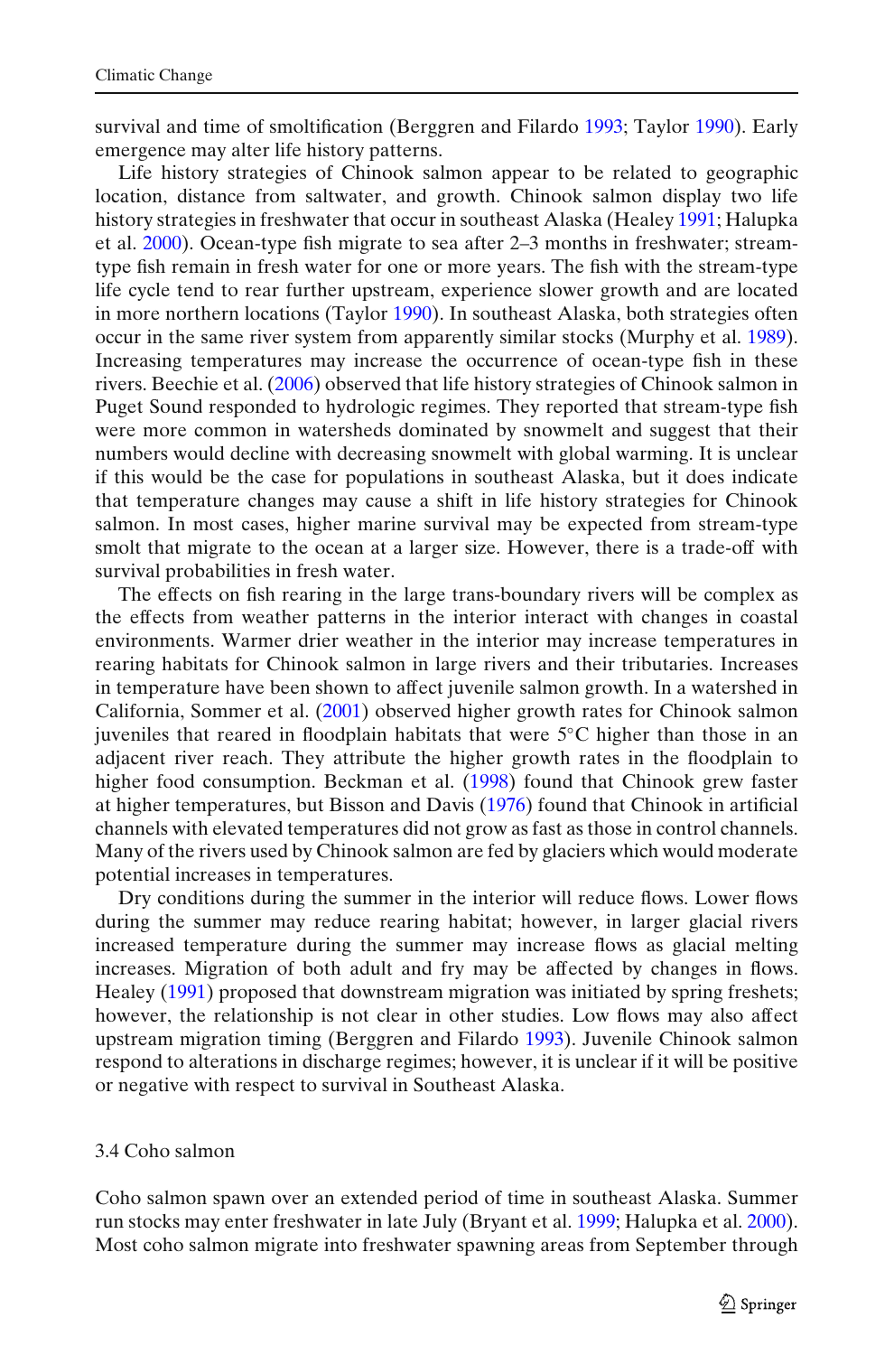survival and time of smoltification (Berggren and Filardo 1993; Taylor 1990). Early emergence may alter life history patterns.

Life history strategies of Chinook salmon appear to be related to geographic location, distance from saltwater, and growth. Chinook salmon display two life history strategies in freshwater that occur in southeast Alaska (Healey 1991; Halupka et al. 2000). Ocean-type fish migrate to sea after 2–3 months in freshwater; stream-type fish remain in fresh water for one or more years. The fish with the stream-type life cycle tend to rear further upstream, experience slower growth and are located in more northern locations (Taylor 1990). In southeast Alaska, both strategies often occur in the same river system from apparently similar stocks (Murphy et al. 1989). Increasing temperatures may increase the occurrence of ocean-type fish in these rivers. Beechie et al. (2006) observed that life history strategies of Chinook salmon in Puget Sound responded to hydrologic regimes. They reported that stream-type fish were more common in watersheds dominated by snowmelt and suggest that their numbers would decline with decreasing snowmelt with global warming. It is unclear if this would be the case for populations in southeast Alaska, but it does indicate that temperature changes may cause a shift in life history strategies for Chinook salmon. In most cases, higher marine survival may be expected from stream-type smolt that migrate to the ocean at a larger size. However, there is a trade-off with survival probabilities in fresh water.

The effects on fish rearing in the large trans-boundary rivers will be complex as the effects from weather patterns in the interior interact with changes in coastal environments. Warmer drier weather in the interior may increase temperatures in rearing habitats for Chinook salmon in large rivers and their tributaries. Increases in temperature have been shown to affect juvenile salmon growth. In a watershed in California, Sommer et al. (2001) observed higher growth rates for Chinook salmon juveniles that reared in floodplain habitats that were 5°C higher than those in an adjacent river reach. They attribute the higher growth rates in the floodplain to higher food consumption. Beckman et al. (1998) found that Chinook grew faster at higher temperatures, but Bisson and Davis (1976) found that Chinook in artificial channels with elevated temperatures did not grow as fast as those in control channels. Many of the rivers used by Chinook salmon are fed by glaciers which would moderate potential increases in temperatures.

Dry conditions during the summer in the interior will reduce flows. Lower flows during the summer may reduce rearing habitat; however, in larger glacial rivers increased temperature during the summer may increase flows as glacial melting increases. Migration of both adult and fry may be affected by changes in flows. Healey (1991) proposed that downstream migration was initiated by spring freshets; however, the relationship is not clear in other studies. Low flows may also affect upstream migration timing (Berggren and Filardo 1993). Juvenile Chinook salmon respond to alterations in discharge regimes; however, it is unclear if it will be positive or negative with respect to survival in Southeast Alaska.

### 3.4 Coho salmon

Coho salmon spawn over an extended period of time in southeast Alaska. Summer run stocks may enter freshwater in late July (Bryant et al. 1999; Halupka et al. 2000). Most coho salmon migrate into freshwater spawning areas from September through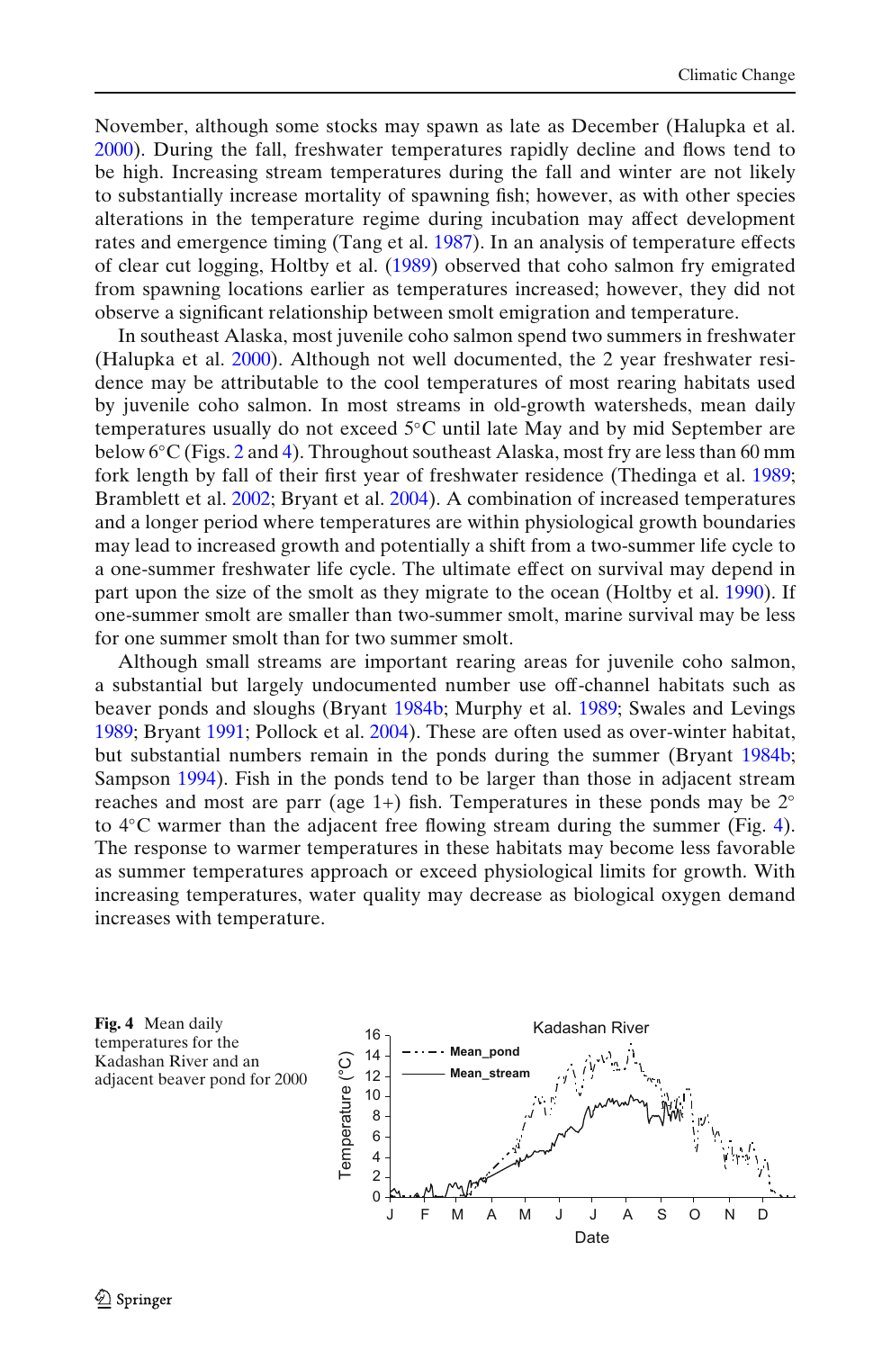November, although some stocks may spawn as late as December (Halupka et al. 2000). During the fall, freshwater temperatures rapidly decline and flows tend to be high. Increasing stream temperatures during the fall and winter are not likely to substantially increase mortality of spawning fish; however, as with other species alterations in the temperature regime during incubation may affect development rates and emergence timing (Tang et al. 1987). In an analysis of temperature effects of clear cut logging, Holtby et al. (1989) observed that coho salmon fry emigrated from spawning locations earlier as temperatures increased; however, they did not observe a significant relationship between smolt emigration and temperature.

In southeast Alaska, most juvenile coho salmon spend two summers in freshwater (Halupka et al. 2000). Although not well documented, the 2 year freshwater residence may be attributable to the cool temperatures of most rearing habitats used by juvenile coho salmon. In most streams in old-growth watersheds, mean daily temperatures usually do not exceed 5°C until late May and by mid September are below 6°C (Figs. 2 and 4). Throughout southeast Alaska, most fry are less than 60 mm fork length by fall of their first year of freshwater residence (Thedinga et al. 1989; Bramblett et al. 2002; Bryant et al. 2004). A combination of increased temperatures and a longer period where temperatures are within physiological growth boundaries may lead to increased growth and potentially a shift from a two-summer life cycle to a one-summer freshwater life cycle. The ultimate effect on survival may depend in part upon the size of the smolt as they migrate to the ocean (Holtby et al. 1990). If one-summer smolt are smaller than two-summer smolt, marine survival may be less for one summer smolt than for two summer smolt.

Although small streams are important rearing areas for juvenile coho salmon, a substantial but largely undocumented number use off-channel habitats such as beaver ponds and sloughs (Bryant 1984b; Murphy et al. 1989; Swales and Levings 1989; Bryant 1991; Pollock et al. 2004). These are often used as over-winter habitat, but substantial numbers remain in the ponds during the summer (Bryant 1984b; Sampson 1994). Fish in the ponds tend to be larger than those in adjacent stream reaches and most are parr (age 1+) fish. Temperatures in these ponds may be 2° to 4°C warmer than the adjacent free flowing stream during the summer (Fig. 4). The response to warmer temperatures in these habitats may become less favorable as summer temperatures approach or exceed physiological limits for growth. With increasing temperatures, water quality may decrease as biological oxygen demand increases with temperature.

**Fig. 4** Mean daily temperatures for the Kadashan River and an adjacent beaver pond for 2000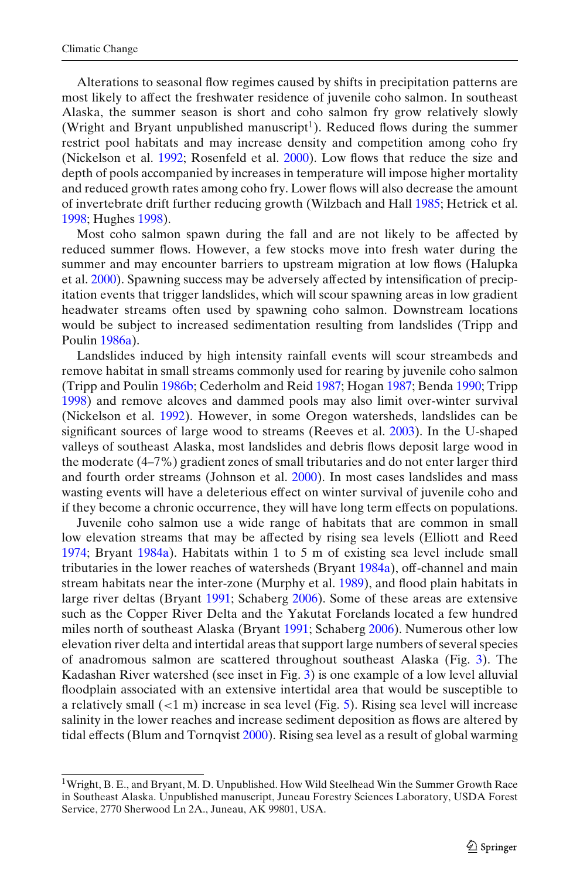Alterations to seasonal flow regimes caused by shifts in precipitation patterns are most likely to affect the freshwater residence of juvenile coho salmon. In southeast Alaska, the summer season is short and coho salmon fry grow relatively slowly (Wright and Bryant unpublished manuscript[1]). Reduced flows during the summer restrict pool habitats and may increase density and competition among coho fry (Nickelson et al. 1992; Rosenfeld et al. 2000). Low flows that reduce the size and depth of pools accompanied by increases in temperature will impose higher mortality and reduced growth rates among coho fry. Lower flows will also decrease the amount of invertebrate drift further reducing growth (Wilzbach and Hall 1985; Hetrick et al. 1998; Hughes 1998).

Most coho salmon spawn during the fall and are not likely to be affected by reduced summer flows. However, a few stocks move into fresh water during the summer and may encounter barriers to upstream migration at low flows (Halupka et al. 2000). Spawning success may be adversely affected by intensification of precipitation events that trigger landslides, which will scour spawning areas in low gradient headwater streams often used by spawning coho salmon. Downstream locations would be subject to increased sedimentation resulting from landslides (Tripp and Poulin 1986a).

Landslides induced by high intensity rainfall events will scour streambeds and remove habitat in small streams commonly used for rearing by juvenile coho salmon (Tripp and Poulin 1986b; Cederholm and Reid 1987; Hogan 1987; Benda 1990; Tripp 1998) and remove alcoves and dammed pools may also limit over-winter survival (Nickelson et al. 1992). However, in some Oregon watersheds, landslides can be significant sources of large wood to streams (Reeves et al. 2003). In the U-shaped valleys of southeast Alaska, most landslides and debris flows deposit large wood in the moderate (4–7%) gradient zones of small tributaries and do not enter larger third and fourth order streams (Johnson et al. 2000). In most cases landslides and mass wasting events will have a deleterious effect on winter survival of juvenile coho and if they become a chronic occurrence, they will have long term effects on populations.

Juvenile coho salmon use a wide range of habitats that are common in small low elevation streams that may be affected by rising sea levels (Elliott and Reed 1974; Bryant 1984a). Habitats within 1 to 5 m of existing sea level include small tributaries in the lower reaches of watersheds (Bryant 1984a), off-channel and main stream habitats near the inter-zone (Murphy et al. 1989), and flood plain habitats in large river deltas (Bryant 1991; Schaberg 2006). Some of these areas are extensive such as the Copper River Delta and the Yakutat Forelands located a few hundred miles north of southeast Alaska (Bryant 1991; Schaberg 2006). Numerous other low elevation river delta and intertidal areas that support large numbers of several species of anadromous salmon are scattered throughout southeast Alaska (Fig. 3). The Kadashan River watershed (see inset in Fig. 3) is one example of a low level alluvial floodplain associated with an extensive intertidal area that would be susceptible to a relatively small (<1 m) increase in sea level (Fig. 5). Rising sea level will increase salinity in the lower reaches and increase sediment deposition as flows are altered by tidal effects (Blum and Tornqvist 2000). Rising sea level as a result of global warming

[1] Wright, B. E., and Bryant, M. D. Unpublished. How Wild Steelhead Win the Summer Growth Race in Southeast Alaska. Unpublished manuscript, Juneau Forestry Sciences Laboratory, USDA Forest Service, 2770 Sherwood Ln 2A., Juneau, AK 99801, USA.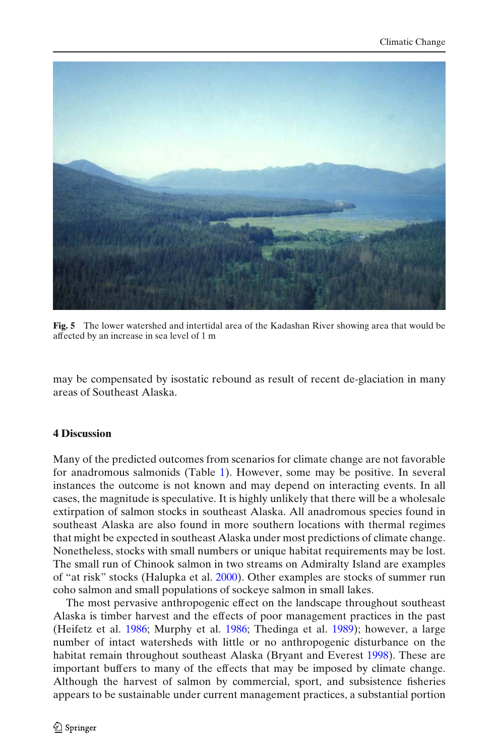**Fig. 5** The lower watershed and intertidal area of the Kadashan River showing area that would be affected by an increase in sea level of 1 m

may be compensated by isostatic rebound as result of recent de-glaciation in many areas of Southeast Alaska.

## 4 Discussion

Many of the predicted outcomes from scenarios for climate change are not favorable for anadromous salmonids (Table 1). However, some may be positive. In several instances the outcome is not known and may depend on interacting events. In all cases, the magnitude is speculative. It is highly unlikely that there will be a wholesale extirpation of salmon stocks in southeast Alaska. All anadromous species found in southeast Alaska are also found in more southern locations with thermal regimes that might be expected in southeast Alaska under most predictions of climate change. Nonetheless, stocks with small numbers or unique habitat requirements may be lost. The small run of Chinook salmon in two streams on Admiralty Island are examples of "at risk" stocks (Halupka et al. 2000). Other examples are stocks of summer run coho salmon and small populations of sockeye salmon in small lakes.

The most pervasive anthropogenic effect on the landscape throughout southeast Alaska is timber harvest and the effects of poor management practices in the past (Heifetz et al. 1986; Murphy et al. 1986; Thedinga et al. 1989); however, a large number of intact watersheds with little or no anthropogenic disturbance on the habitat remain throughout southeast Alaska (Bryant and Everest 1998). These are important buffers to many of the effects that may be imposed by climate change. Although the harvest of salmon by commercial, sport, and subsistence fisheries appears to be sustainable under current management practices, a substantial portion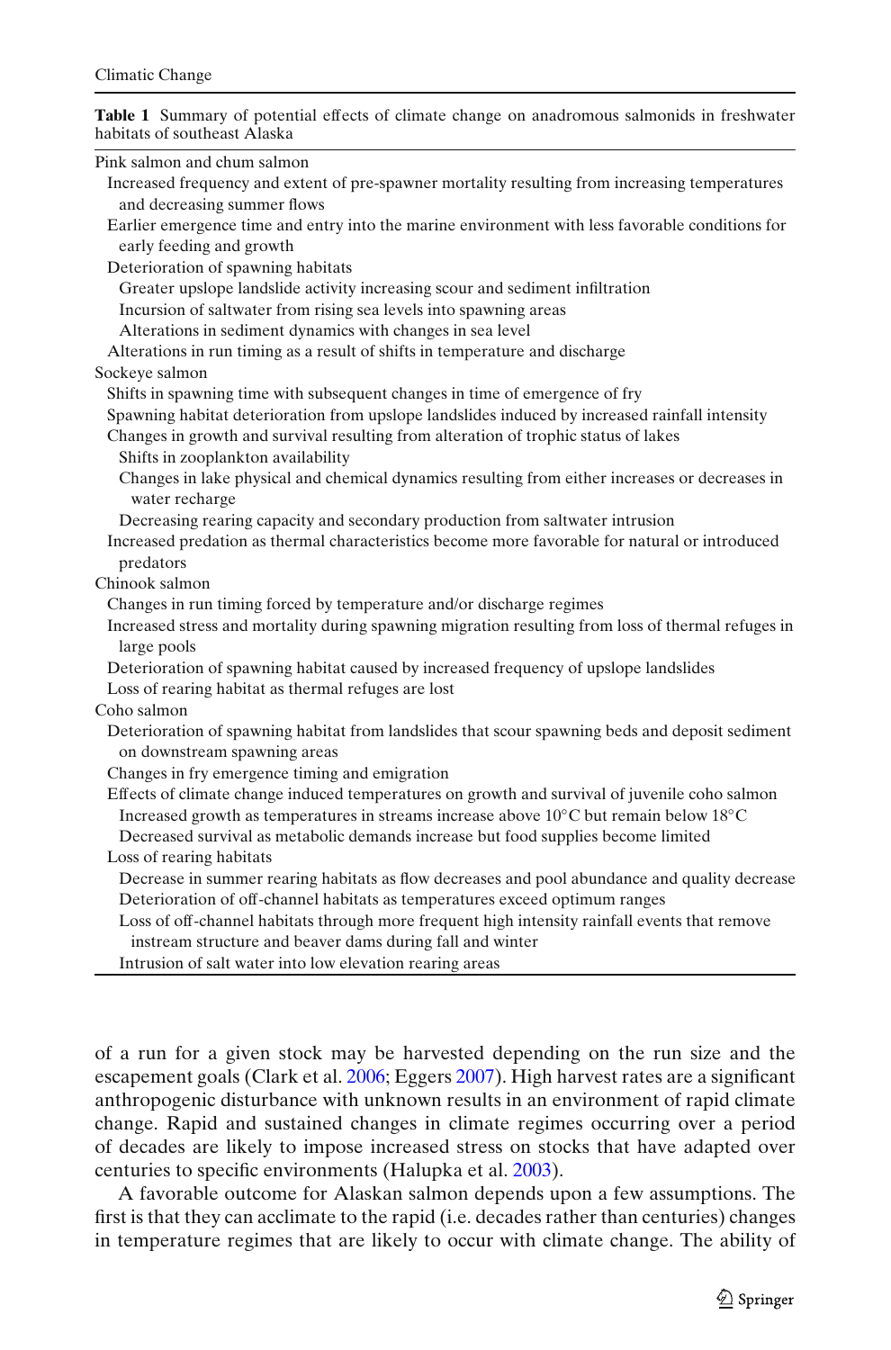**Table 1** Summary of potential effects of climate change on anadromous salmonids in freshwater habitats of southeast Alaska

| |
|---|
| Pink salmon and chum salmon |
|   Increased frequency and extent of pre-spawner mortality resulting from increasing temperatures and decreasing summer flows |
|   Earlier emergence time and entry into the marine environment with less favorable conditions for early feeding and growth |
|   Deterioration of spawning habitats |
|     Greater upslope landslide activity increasing scour and sediment infiltration |
|     Incursion of saltwater from rising sea levels into spawning areas |
|     Alterations in sediment dynamics with changes in sea level |
|   Alterations in run timing as a result of shifts in temperature and discharge |
| Sockeye salmon |
|   Shifts in spawning time with subsequent changes in time of emergence of fry |
|   Spawning habitat deterioration from upslope landslides induced by increased rainfall intensity |
|   Changes in growth and survival resulting from alteration of trophic status of lakes |
|     Shifts in zooplankton availability |
|     Changes in lake physical and chemical dynamics resulting from either increases or decreases in water recharge |
|     Decreasing rearing capacity and secondary production from saltwater intrusion |
|   Increased predation as thermal characteristics become more favorable for natural or introduced predators |
| Chinook salmon |
|   Changes in run timing forced by temperature and/or discharge regimes |
|   Increased stress and mortality during spawning migration resulting from loss of thermal refuges in large pools |
|   Deterioration of spawning habitat caused by increased frequency of upslope landslides |
|   Loss of rearing habitat as thermal refuges are lost |
| Coho salmon |
|   Deterioration of spawning habitat from landslides that scour spawning beds and deposit sediment on downstream spawning areas |
|   Changes in fry emergence timing and emigration |
|   Effects of climate change induced temperatures on growth and survival of juvenile coho salmon |
|     Increased growth as temperatures in streams increase above 10°C but remain below 18°C |
|     Decreased survival as metabolic demands increase but food supplies become limited |
|   Loss of rearing habitats |
|     Decrease in summer rearing habitats as flow decreases and pool abundance and quality decrease |
|     Deterioration of off-channel habitats as temperatures exceed optimum ranges |
|     Loss of off-channel habitats through more frequent high intensity rainfall events that remove instream structure and beaver dams during fall and winter |
|     Intrusion of salt water into low elevation rearing areas |

of a run for a given stock may be harvested depending on the run size and the escapement goals (Clark et al. 2006; Eggers 2007). High harvest rates are a significant anthropogenic disturbance with unknown results in an environment of rapid climate change. Rapid and sustained changes in climate regimes occurring over a period of decades are likely to impose increased stress on stocks that have adapted over centuries to specific environments (Halupka et al. 2003).

A favorable outcome for Alaskan salmon depends upon a few assumptions. The first is that they can acclimate to the rapid (i.e. decades rather than centuries) changes in temperature regimes that are likely to occur with climate change. The ability of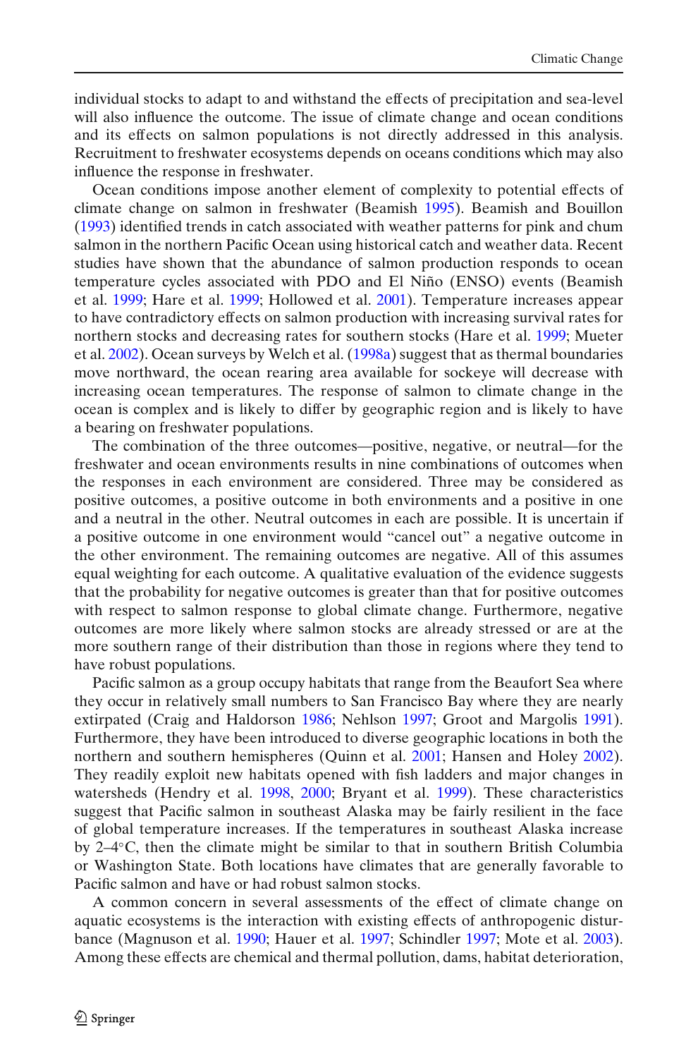individual stocks to adapt to and withstand the effects of precipitation and sea-level will also influence the outcome. The issue of climate change and ocean conditions and its effects on salmon populations is not directly addressed in this analysis. Recruitment to freshwater ecosystems depends on oceans conditions which may also influence the response in freshwater.

Ocean conditions impose another element of complexity to potential effects of climate change on salmon in freshwater (Beamish 1995). Beamish and Bouillon (1993) identified trends in catch associated with weather patterns for pink and chum salmon in the northern Pacific Ocean using historical catch and weather data. Recent studies have shown that the abundance of salmon production responds to ocean temperature cycles associated with PDO and El Niño (ENSO) events (Beamish et al. 1999; Hare et al. 1999; Hollowed et al. 2001). Temperature increases appear to have contradictory effects on salmon production with increasing survival rates for northern stocks and decreasing rates for southern stocks (Hare et al. 1999; Mueter et al. 2002). Ocean surveys by Welch et al. (1998a) suggest that as thermal boundaries move northward, the ocean rearing area available for sockeye will decrease with increasing ocean temperatures. The response of salmon to climate change in the ocean is complex and is likely to differ by geographic region and is likely to have a bearing on freshwater populations.

The combination of the three outcomes—positive, negative, or neutral—for the freshwater and ocean environments results in nine combinations of outcomes when the responses in each environment are considered. Three may be considered as positive outcomes, a positive outcome in both environments and a positive in one and a neutral in the other. Neutral outcomes in each are possible. It is uncertain if a positive outcome in one environment would "cancel out" a negative outcome in the other environment. The remaining outcomes are negative. All of this assumes equal weighting for each outcome. A qualitative evaluation of the evidence suggests that the probability for negative outcomes is greater than that for positive outcomes with respect to salmon response to global climate change. Furthermore, negative outcomes are more likely where salmon stocks are already stressed or are at the more southern range of their distribution than those in regions where they tend to have robust populations.

Pacific salmon as a group occupy habitats that range from the Beaufort Sea where they occur in relatively small numbers to San Francisco Bay where they are nearly extirpated (Craig and Haldorson 1986; Nehlson 1997; Groot and Margolis 1991). Furthermore, they have been introduced to diverse geographic locations in both the northern and southern hemispheres (Quinn et al. 2001; Hansen and Holey 2002). They readily exploit new habitats opened with fish ladders and major changes in watersheds (Hendry et al. 1998, 2000; Bryant et al. 1999). These characteristics suggest that Pacific salmon in southeast Alaska may be fairly resilient in the face of global temperature increases. If the temperatures in southeast Alaska increase by 2–4°C, then the climate might be similar to that in southern British Columbia or Washington State. Both locations have climates that are generally favorable to Pacific salmon and have or had robust salmon stocks.

A common concern in several assessments of the effect of climate change on aquatic ecosystems is the interaction with existing effects of anthropogenic disturbance (Magnuson et al. 1990; Hauer et al. 1997; Schindler 1997; Mote et al. 2003). Among these effects are chemical and thermal pollution, dams, habitat deterioration,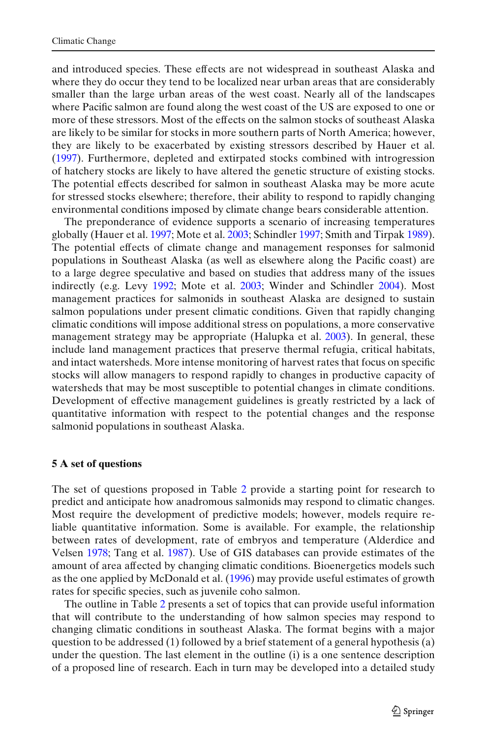and introduced species. These effects are not widespread in southeast Alaska and where they do occur they tend to be localized near urban areas that are considerably smaller than the large urban areas of the west coast. Nearly all of the landscapes where Pacific salmon are found along the west coast of the US are exposed to one or more of these stressors. Most of the effects on the salmon stocks of southeast Alaska are likely to be similar for stocks in more southern parts of North America; however, they are likely to be exacerbated by existing stressors described by Hauer et al. (1997). Furthermore, depleted and extirpated stocks combined with introgression of hatchery stocks are likely to have altered the genetic structure of existing stocks. The potential effects described for salmon in southeast Alaska may be more acute for stressed stocks elsewhere; therefore, their ability to respond to rapidly changing environmental conditions imposed by climate change bears considerable attention.

The preponderance of evidence supports a scenario of increasing temperatures globally (Hauer et al. 1997; Mote et al. 2003; Schindler 1997; Smith and Tirpak 1989). The potential effects of climate change and management responses for salmonid populations in Southeast Alaska (as well as elsewhere along the Pacific coast) are to a large degree speculative and based on studies that address many of the issues indirectly (e.g. Levy 1992; Mote et al. 2003; Winder and Schindler 2004). Most management practices for salmonids in southeast Alaska are designed to sustain salmon populations under present climatic conditions. Given that rapidly changing climatic conditions will impose additional stress on populations, a more conservative management strategy may be appropriate (Halupka et al. 2003). In general, these include land management practices that preserve thermal refugia, critical habitats, and intact watersheds. More intense monitoring of harvest rates that focus on specific stocks will allow managers to respond rapidly to changes in productive capacity of watersheds that may be most susceptible to potential changes in climate conditions. Development of effective management guidelines is greatly restricted by a lack of quantitative information with respect to the potential changes and the response salmonid populations in southeast Alaska.

## 5 A set of questions

The set of questions proposed in Table 2 provide a starting point for research to predict and anticipate how anadromous salmonids may respond to climatic changes. Most require the development of predictive models; however, models require reliable quantitative information. Some is available. For example, the relationship between rates of development, rate of embryos and temperature (Alderdice and Velsen 1978; Tang et al. 1987). Use of GIS databases can provide estimates of the amount of area affected by changing climatic conditions. Bioenergetics models such as the one applied by McDonald et al. (1996) may provide useful estimates of growth rates for specific species, such as juvenile coho salmon.

The outline in Table 2 presents a set of topics that can provide useful information that will contribute to the understanding of how salmon species may respond to changing climatic conditions in southeast Alaska. The format begins with a major question to be addressed (1) followed by a brief statement of a general hypothesis (a) under the question. The last element in the outline (i) is a one sentence description of a proposed line of research. Each in turn may be developed into a detailed study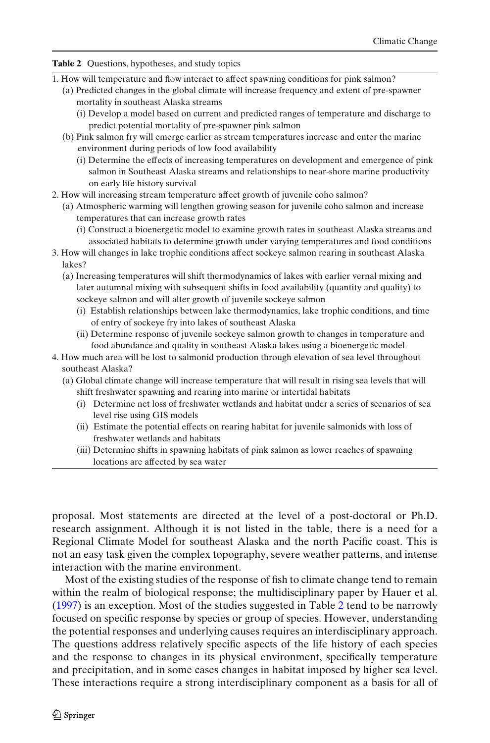**Table 2** Questions, hypotheses, and study topics

1. How will temperature and flow interact to affect spawning conditions for pink salmon?
   - (a) Predicted changes in the global climate will increase frequency and extent of pre-spawner mortality in southeast Alaska streams
     - (i) Develop a model based on current and predicted ranges of temperature and discharge to predict potential mortality of pre-spawner pink salmon
   - (b) Pink salmon fry will emerge earlier as stream temperatures increase and enter the marine environment during periods of low food availability
     - (i) Determine the effects of increasing temperatures on development and emergence of pink salmon in Southeast Alaska streams and relationships to near-shore marine productivity on early life history survival
2. How will increasing stream temperature affect growth of juvenile coho salmon?
   - (a) Atmospheric warming will lengthen growing season for juvenile coho salmon and increase temperatures that can increase growth rates
     - (i) Construct a bioenergetic model to examine growth rates in southeast Alaska streams and associated habitats to determine growth under varying temperatures and food conditions
3. How will changes in lake trophic conditions affect sockeye salmon rearing in southeast Alaska lakes?
   - (a) Increasing temperatures will shift thermodynamics of lakes with earlier vernal mixing and later autumnal mixing with subsequent shifts in food availability (quantity and quality) to sockeye salmon and will alter growth of juvenile sockeye salmon
     - (i) Establish relationships between lake thermodynamics, lake trophic conditions, and time of entry of sockeye fry into lakes of southeast Alaska
     - (ii) Determine response of juvenile sockeye salmon growth to changes in temperature and food abundance and quality in southeast Alaska lakes using a bioenergetic model
4. How much area will be lost to salmonid production through elevation of sea level throughout southeast Alaska?
   - (a) Global climate change will increase temperature that will result in rising sea levels that will shift freshwater spawning and rearing into marine or intertidal habitats
     - (i) Determine net loss of freshwater wetlands and habitat under a series of scenarios of sea level rise using GIS models
     - (ii) Estimate the potential effects on rearing habitat for juvenile salmonids with loss of freshwater wetlands and habitats
     - (iii) Determine shifts in spawning habitats of pink salmon as lower reaches of spawning locations are affected by sea water

proposal. Most statements are directed at the level of a post-doctoral or Ph.D. research assignment. Although it is not listed in the table, there is a need for a Regional Climate Model for southeast Alaska and the north Pacific coast. This is not an easy task given the complex topography, severe weather patterns, and intense interaction with the marine environment.

Most of the existing studies of the response of fish to climate change tend to remain within the realm of biological response; the multidisciplinary paper by Hauer et al. (1997) is an exception. Most of the studies suggested in Table 2 tend to be narrowly focused on specific response by species or group of species. However, understanding the potential responses and underlying causes requires an interdisciplinary approach. The questions address relatively specific aspects of the life history of each species and the response to changes in its physical environment, specifically temperature and precipitation, and in some cases changes in habitat imposed by higher sea level. These interactions require a strong interdisciplinary component as a basis for all of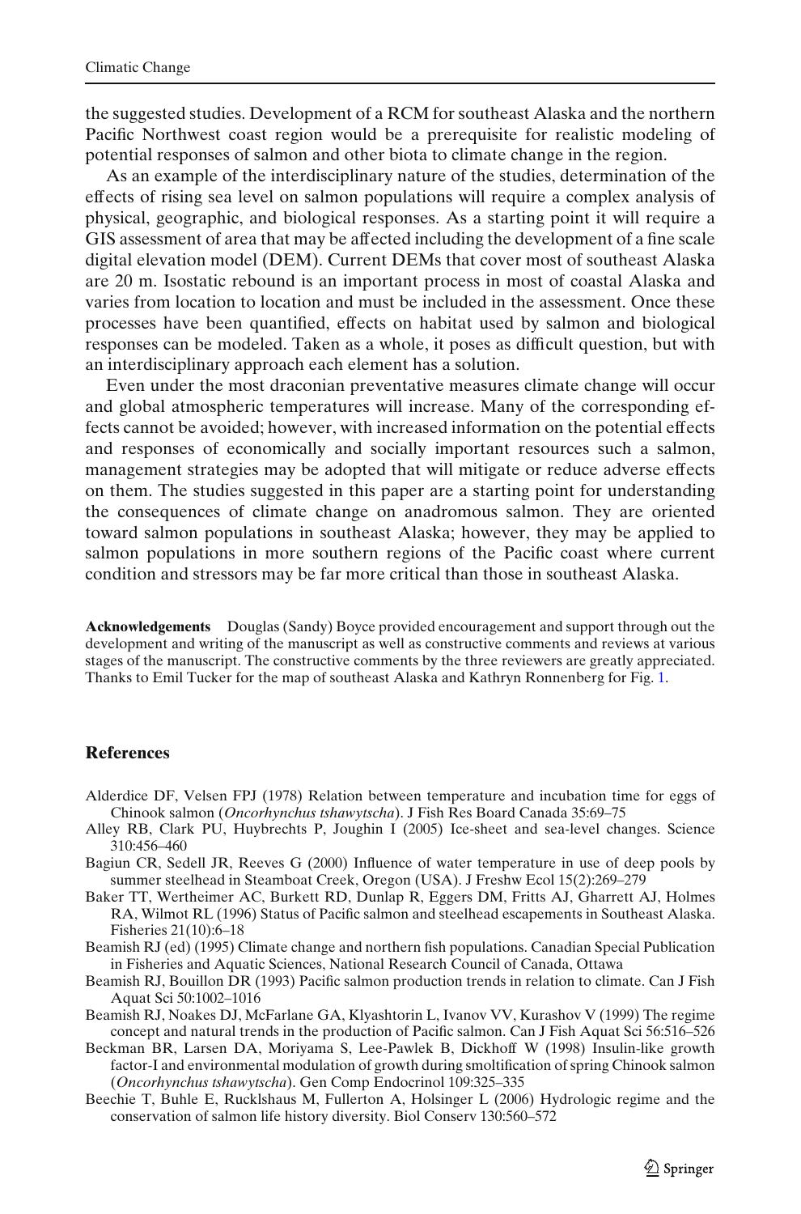the suggested studies. Development of a RCM for southeast Alaska and the northern Pacific Northwest coast region would be a prerequisite for realistic modeling of potential responses of salmon and other biota to climate change in the region.

As an example of the interdisciplinary nature of the studies, determination of the effects of rising sea level on salmon populations will require a complex analysis of physical, geographic, and biological responses. As a starting point it will require a GIS assessment of area that may be affected including the development of a fine scale digital elevation model (DEM). Current DEMs that cover most of southeast Alaska are 20 m. Isostatic rebound is an important process in most of coastal Alaska and varies from location to location and must be included in the assessment. Once these processes have been quantified, effects on habitat used by salmon and biological responses can be modeled. Taken as a whole, it poses as difficult question, but with an interdisciplinary approach each element has a solution.

Even under the most draconian preventative measures climate change will occur and global atmospheric temperatures will increase. Many of the corresponding effects cannot be avoided; however, with increased information on the potential effects and responses of economically and socially important resources such a salmon, management strategies may be adopted that will mitigate or reduce adverse effects on them. The studies suggested in this paper are a starting point for understanding the consequences of climate change on anadromous salmon. They are oriented toward salmon populations in southeast Alaska; however, they may be applied to salmon populations in more southern regions of the Pacific coast where current condition and stressors may be far more critical than those in southeast Alaska.

**Acknowledgements** Douglas (Sandy) Boyce provided encouragement and support through out the development and writing of the manuscript as well as constructive comments and reviews at various stages of the manuscript. The constructive comments by the three reviewers are greatly appreciated. Thanks to Emil Tucker for the map of southeast Alaska and Kathryn Ronnenberg for Fig. 1.

## References

Alderdice DF, Velsen FPJ (1978) Relation between temperature and incubation time for eggs of Chinook salmon (*Oncorhynchus tshawytscha*). J Fish Res Board Canada 35:69–75

Alley RB, Clark PU, Huybrechts P, Joughin I (2005) Ice-sheet and sea-level changes. Science 310:456–460

Bagiun CR, Sedell JR, Reeves G (2000) Influence of water temperature in use of deep pools by summer steelhead in Steamboat Creek, Oregon (USA). J Freshw Ecol 15(2):269–279

Baker TT, Wertheimer AC, Burkett RD, Dunlap R, Eggers DM, Fritts AJ, Gharrett AJ, Holmes RA, Wilmot RL (1996) Status of Pacific salmon and steelhead escapements in Southeast Alaska. Fisheries 21(10):6–18

Beamish RJ (ed) (1995) Climate change and northern fish populations. Canadian Special Publication in Fisheries and Aquatic Sciences, National Research Council of Canada, Ottawa

Beamish RJ, Bouillon DR (1993) Pacific salmon production trends in relation to climate. Can J Fish Aquat Sci 50:1002–1016

Beamish RJ, Noakes DJ, McFarlane GA, Klyashtorin L, Ivanov VV, Kurashov V (1999) The regime concept and natural trends in the production of Pacific salmon. Can J Fish Aquat Sci 56:516–526

Beckman BR, Larsen DA, Moriyama S, Lee-Pawlek B, Dickhoff W (1998) Insulin-like growth factor-I and environmental modulation of growth during smoltification of spring Chinook salmon (*Oncorhynchus tshawytscha*). Gen Comp Endocrinol 109:325–335

Beechie T, Buhle E, Rucklshaus M, Fullerton A, Holsinger L (2006) Hydrologic regime and the conservation of salmon life history diversity. Biol Conserv 130:560–572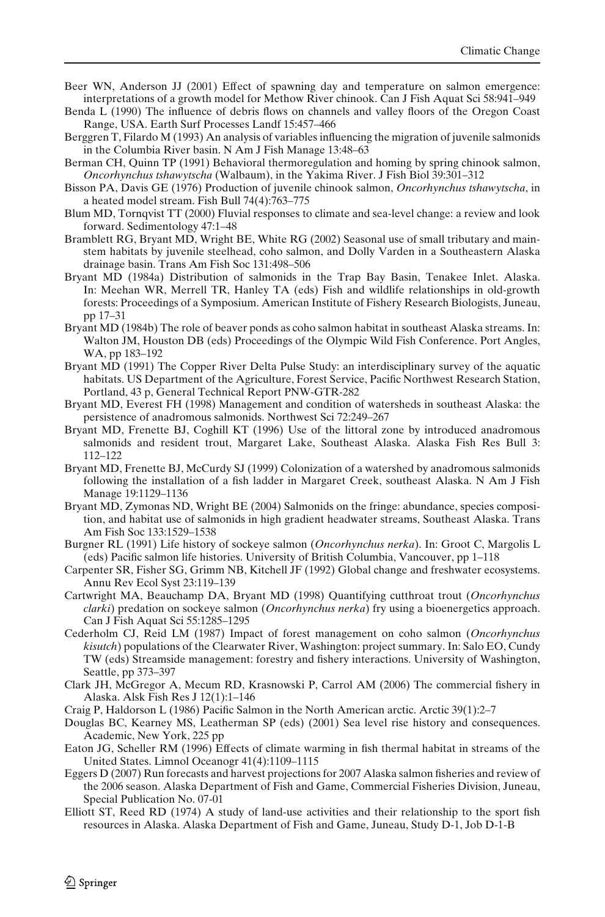Beer WN, Anderson JJ (2001) Effect of spawning day and temperature on salmon emergence: interpretations of a growth model for Methow River chinook. Can J Fish Aquat Sci 58:941–949

Benda L (1990) The influence of debris flows on channels and valley floors of the Oregon Coast Range, USA. Earth Surf Processes Landf 15:457–466

Berggren T, Filardo M (1993) An analysis of variables influencing the migration of juvenile salmonids in the Columbia River basin. N Am J Fish Manage 13:48–63

Berman CH, Quinn TP (1991) Behavioral thermoregulation and homing by spring chinook salmon, *Oncorhynchus tshawytscha* (Walbaum), in the Yakima River. J Fish Biol 39:301–312

Bisson PA, Davis GE (1976) Production of juvenile chinook salmon, *Oncorhynchus tshawytscha*, in a heated model stream. Fish Bull 74(4):763–775

Blum MD, Tornqvist TT (2000) Fluvial responses to climate and sea-level change: a review and look forward. Sedimentology 47:1–48

Bramblett RG, Bryant MD, Wright BE, White RG (2002) Seasonal use of small tributary and mainstem habitats by juvenile steelhead, coho salmon, and Dolly Varden in a Southeastern Alaska drainage basin. Trans Am Fish Soc 131:498–506

Bryant MD (1984a) Distribution of salmonids in the Trap Bay Basin, Tenakee Inlet. Alaska. In: Meehan WR, Merrell TR, Hanley TA (eds) Fish and wildlife relationships in old-growth forests: Proceedings of a Symposium. American Institute of Fishery Research Biologists, Juneau, pp 17–31

Bryant MD (1984b) The role of beaver ponds as coho salmon habitat in southeast Alaska streams. In: Walton JM, Houston DB (eds) Proceedings of the Olympic Wild Fish Conference. Port Angles, WA, pp 183–192

Bryant MD (1991) The Copper River Delta Pulse Study: an interdisciplinary survey of the aquatic habitats. US Department of the Agriculture, Forest Service, Pacific Northwest Research Station, Portland, 43 p, General Technical Report PNW-GTR-282

Bryant MD, Everest FH (1998) Management and condition of watersheds in southeast Alaska: the persistence of anadromous salmonids. Northwest Sci 72:249–267

Bryant MD, Frenette BJ, Coghill KT (1996) Use of the littoral zone by introduced anadromous salmonids and resident trout, Margaret Lake, Southeast Alaska. Alaska Fish Res Bull 3: 112–122

Bryant MD, Frenette BJ, McCurdy SJ (1999) Colonization of a watershed by anadromous salmonids following the installation of a fish ladder in Margaret Creek, southeast Alaska. N Am J Fish Manage 19:1129–1136

Bryant MD, Zymonas ND, Wright BE (2004) Salmonids on the fringe: abundance, species composition, and habitat use of salmonids in high gradient headwater streams, Southeast Alaska. Trans Am Fish Soc 133:1529–1538

Burgner RL (1991) Life history of sockeye salmon (*Oncorhynchus nerka*). In: Groot C, Margolis L (eds) Pacific salmon life histories. University of British Columbia, Vancouver, pp 1–118

Carpenter SR, Fisher SG, Grimm NB, Kitchell JF (1992) Global change and freshwater ecosystems. Annu Rev Ecol Syst 23:119–139

Cartwright MA, Beauchamp DA, Bryant MD (1998) Quantifying cutthroat trout (*Oncorhynchus clarki*) predation on sockeye salmon (*Oncorhynchus nerka*) fry using a bioenergetics approach. Can J Fish Aquat Sci 55:1285–1295

Cederholm CJ, Reid LM (1987) Impact of forest management on coho salmon (*Oncorhynchus kisutch*) populations of the Clearwater River, Washington: project summary. In: Salo EO, Cundy TW (eds) Streamside management: forestry and fishery interactions. University of Washington, Seattle, pp 373–397

Clark JH, McGregor A, Mecum RD, Krasnowski P, Carrol AM (2006) The commercial fishery in Alaska. Alsk Fish Res J 12(1):1–146

Craig P, Haldorson L (1986) Pacific Salmon in the North American arctic. Arctic 39(1):2–7

Douglas BC, Kearney MS, Leatherman SP (eds) (2001) Sea level rise history and consequences. Academic, New York, 225 pp

Eaton JG, Scheller RM (1996) Effects of climate warming in fish thermal habitat in streams of the United States. Limnol Oceanogr 41(4):1109–1115

Eggers D (2007) Run forecasts and harvest projections for 2007 Alaska salmon fisheries and review of the 2006 season. Alaska Department of Fish and Game, Commercial Fisheries Division, Juneau, Special Publication No. 07-01

Elliott ST, Reed RD (1974) A study of land-use activities and their relationship to the sport fish resources in Alaska. Alaska Department of Fish and Game, Juneau, Study D-1, Job D-1-B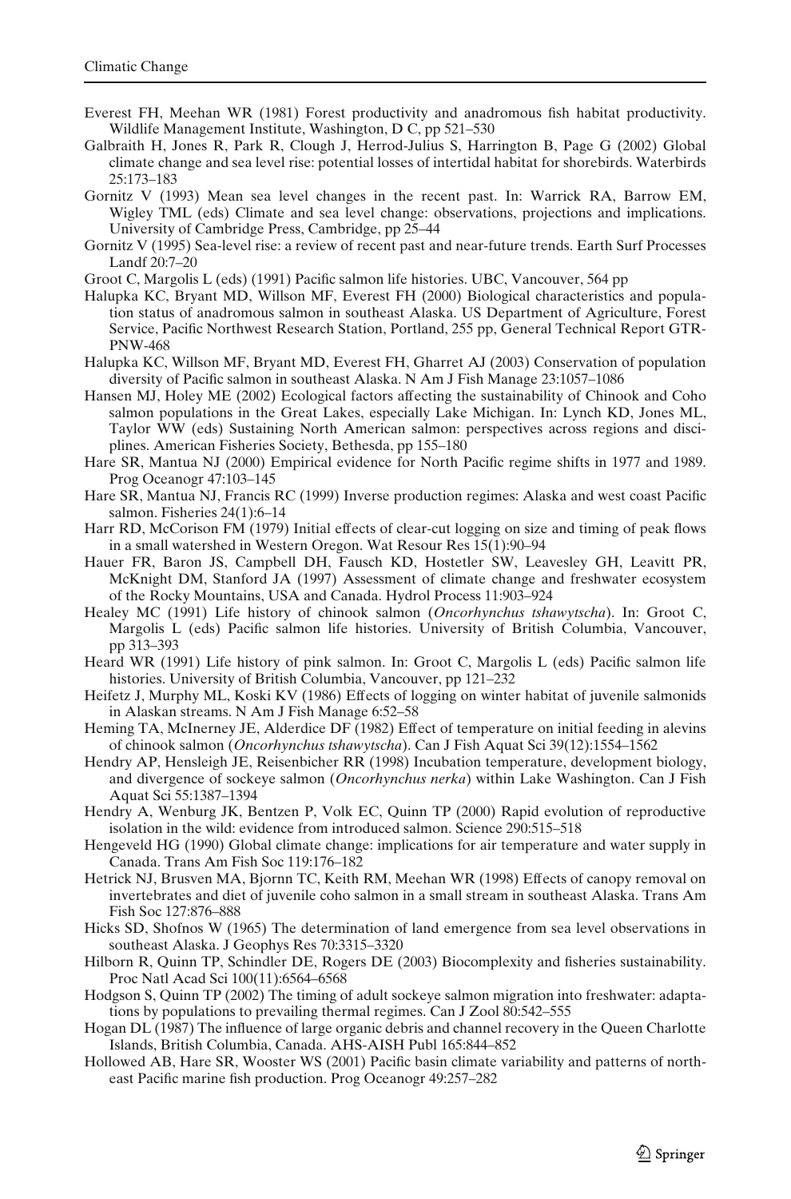Everest FH, Meehan WR (1981) Forest productivity and anadromous fish habitat productivity. Wildlife Management Institute, Washington, D C, pp 521–530

Galbraith H, Jones R, Park R, Clough J, Herrod-Julius S, Harrington B, Page G (2002) Global climate change and sea level rise: potential losses of intertidal habitat for shorebirds. Waterbirds 25:173–183

Gornitz V (1993) Mean sea level changes in the recent past. In: Warrick RA, Barrow EM, Wigley TML (eds) Climate and sea level change: observations, projections and implications. University of Cambridge Press, Cambridge, pp 25–44

Gornitz V (1995) Sea-level rise: a review of recent past and near-future trends. Earth Surf Processes Landf 20:7–20

Groot C, Margolis L (eds) (1991) Pacific salmon life histories. UBC, Vancouver, 564 pp

Halupka KC, Bryant MD, Willson MF, Everest FH (2000) Biological characteristics and population status of anadromous salmon in southeast Alaska. US Department of Agriculture, Forest Service, Pacific Northwest Research Station, Portland, 255 pp, General Technical Report GTR-PNW-468

Halupka KC, Willson MF, Bryant MD, Everest FH, Gharret AJ (2003) Conservation of population diversity of Pacific salmon in southeast Alaska. N Am J Fish Manage 23:1057–1086

Hansen MJ, Holey ME (2002) Ecological factors affecting the sustainability of Chinook and Coho salmon populations in the Great Lakes, especially Lake Michigan. In: Lynch KD, Jones ML, Taylor WW (eds) Sustaining North American salmon: perspectives across regions and disciplines. American Fisheries Society, Bethesda, pp 155–180

Hare SR, Mantua NJ (2000) Empirical evidence for North Pacific regime shifts in 1977 and 1989. Prog Oceanogr 47:103–145

Hare SR, Mantua NJ, Francis RC (1999) Inverse production regimes: Alaska and west coast Pacific salmon. Fisheries 24(1):6–14

Harr RD, McCorison FM (1979) Initial effects of clear-cut logging on size and timing of peak flows in a small watershed in Western Oregon. Wat Resour Res 15(1):90–94

Hauer FR, Baron JS, Campbell DH, Fausch KD, Hostetler SW, Leavesley GH, Leavitt PR, McKnight DM, Stanford JA (1997) Assessment of climate change and freshwater ecosystem of the Rocky Mountains, USA and Canada. Hydrol Process 11:903–924

Healey MC (1991) Life history of chinook salmon (*Oncorhynchus tshawytscha*). In: Groot C, Margolis L (eds) Pacific salmon life histories. University of British Columbia, Vancouver, pp 313–393

Heard WR (1991) Life history of pink salmon. In: Groot C, Margolis L (eds) Pacific salmon life histories. University of British Columbia, Vancouver, pp 121–232

Heifetz J, Murphy ML, Koski KV (1986) Effects of logging on winter habitat of juvenile salmonids in Alaskan streams. N Am J Fish Manage 6:52–58

Heming TA, McInerney JE, Alderdice DF (1982) Effect of temperature on initial feeding in alevins of chinook salmon (*Oncorhynchus tshawytscha*). Can J Fish Aquat Sci 39(12):1554–1562

Hendry AP, Hensleigh JE, Reisenbicher RR (1998) Incubation temperature, development biology, and divergence of sockeye salmon (*Oncorhynchus nerka*) within Lake Washington. Can J Fish Aquat Sci 55:1387–1394

Hendry A, Wenburg JK, Bentzen P, Volk EC, Quinn TP (2000) Rapid evolution of reproductive isolation in the wild: evidence from introduced salmon. Science 290:515–518

Hengeveld HG (1990) Global climate change: implications for air temperature and water supply in Canada. Trans Am Fish Soc 119:176–182

Hetrick NJ, Brusven MA, Bjornn TC, Keith RM, Meehan WR (1998) Effects of canopy removal on invertebrates and diet of juvenile coho salmon in a small stream in southeast Alaska. Trans Am Fish Soc 127:876–888

Hicks SD, Shofnos W (1965) The determination of land emergence from sea level observations in southeast Alaska. J Geophys Res 70:3315–3320

Hilborn R, Quinn TP, Schindler DE, Rogers DE (2003) Biocomplexity and fisheries sustainability. Proc Natl Acad Sci 100(11):6564–6568

Hodgson S, Quinn TP (2002) The timing of adult sockeye salmon migration into freshwater: adaptations by populations to prevailing thermal regimes. Can J Zool 80:542–555

Hogan DL (1987) The influence of large organic debris and channel recovery in the Queen Charlotte Islands, British Columbia, Canada. AHS-AISH Publ 165:844–852

Hollowed AB, Hare SR, Wooster WS (2001) Pacific basin climate variability and patterns of northeast Pacific marine fish production. Prog Oceanogr 49:257–282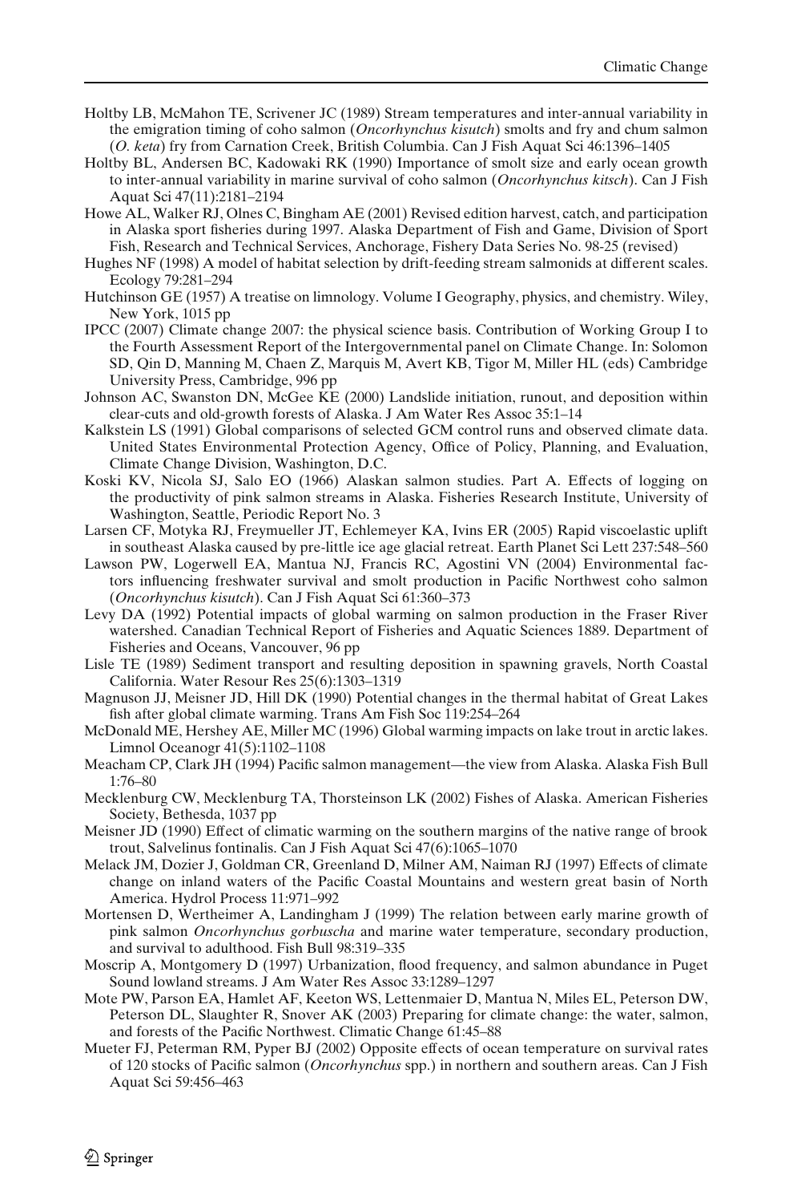Holtby LB, McMahon TE, Scrivener JC (1989) Stream temperatures and inter-annual variability in the emigration timing of coho salmon (*Oncorhynchus kisutch*) smolts and fry and chum salmon (*O. keta*) fry from Carnation Creek, British Columbia. Can J Fish Aquat Sci 46:1396–1405

Holtby BL, Andersen BC, Kadowaki RK (1990) Importance of smolt size and early ocean growth to inter-annual variability in marine survival of coho salmon (*Oncorhynchus kitsch*). Can J Fish Aquat Sci 47(11):2181–2194

Howe AL, Walker RJ, Olnes C, Bingham AE (2001) Revised edition harvest, catch, and participation in Alaska sport fisheries during 1997. Alaska Department of Fish and Game, Division of Sport Fish, Research and Technical Services, Anchorage, Fishery Data Series No. 98-25 (revised)

Hughes NF (1998) A model of habitat selection by drift-feeding stream salmonids at different scales. Ecology 79:281–294

Hutchinson GE (1957) A treatise on limnology. Volume I Geography, physics, and chemistry. Wiley, New York, 1015 pp

IPCC (2007) Climate change 2007: the physical science basis. Contribution of Working Group I to the Fourth Assessment Report of the Intergovernmental panel on Climate Change. In: Solomon SD, Qin D, Manning M, Chaen Z, Marquis M, Avert KB, Tigor M, Miller HL (eds) Cambridge University Press, Cambridge, 996 pp

Johnson AC, Swanston DN, McGee KE (2000) Landslide initiation, runout, and deposition within clear-cuts and old-growth forests of Alaska. J Am Water Res Assoc 35:1–14

Kalkstein LS (1991) Global comparisons of selected GCM control runs and observed climate data. United States Environmental Protection Agency, Office of Policy, Planning, and Evaluation, Climate Change Division, Washington, D.C.

Koski KV, Nicola SJ, Salo EO (1966) Alaskan salmon studies. Part A. Effects of logging on the productivity of pink salmon streams in Alaska. Fisheries Research Institute, University of Washington, Seattle, Periodic Report No. 3

Larsen CF, Motyka RJ, Freymueller JT, Echlemeyer KA, Ivins ER (2005) Rapid viscoelastic uplift in southeast Alaska caused by pre-little ice age glacial retreat. Earth Planet Sci Lett 237:548–560

Lawson PW, Logerwell EA, Mantua NJ, Francis RC, Agostini VN (2004) Environmental factors influencing freshwater survival and smolt production in Pacific Northwest coho salmon (*Oncorhynchus kisutch*). Can J Fish Aquat Sci 61:360–373

Levy DA (1992) Potential impacts of global warming on salmon production in the Fraser River watershed. Canadian Technical Report of Fisheries and Aquatic Sciences 1889. Department of Fisheries and Oceans, Vancouver, 96 pp

Lisle TE (1989) Sediment transport and resulting deposition in spawning gravels, North Coastal California. Water Resour Res 25(6):1303–1319

Magnuson JJ, Meisner JD, Hill DK (1990) Potential changes in the thermal habitat of Great Lakes fish after global climate warming. Trans Am Fish Soc 119:254–264

McDonald ME, Hershey AE, Miller MC (1996) Global warming impacts on lake trout in arctic lakes. Limnol Oceanogr 41(5):1102–1108

Meacham CP, Clark JH (1994) Pacific salmon management—the view from Alaska. Alaska Fish Bull 1:76–80

Mecklenburg CW, Mecklenburg TA, Thorsteinson LK (2002) Fishes of Alaska. American Fisheries Society, Bethesda, 1037 pp

Meisner JD (1990) Effect of climatic warming on the southern margins of the native range of brook trout, Salvelinus fontinalis. Can J Fish Aquat Sci 47(6):1065–1070

Melack JM, Dozier J, Goldman CR, Greenland D, Milner AM, Naiman RJ (1997) Effects of climate change on inland waters of the Pacific Coastal Mountains and western great basin of North America. Hydrol Process 11:971–992

Mortensen D, Wertheimer A, Landingham J (1999) The relation between early marine growth of pink salmon *Oncorhynchus gorbuscha* and marine water temperature, secondary production, and survival to adulthood. Fish Bull 98:319–335

Moscrip A, Montgomery D (1997) Urbanization, flood frequency, and salmon abundance in Puget Sound lowland streams. J Am Water Res Assoc 33:1289–1297

Mote PW, Parson EA, Hamlet AF, Keeton WS, Lettenmaier D, Mantua N, Miles EL, Peterson DW, Peterson DL, Slaughter R, Snover AK (2003) Preparing for climate change: the water, salmon, and forests of the Pacific Northwest. Climatic Change 61:45–88

Mueter FJ, Peterman RM, Pyper BJ (2002) Opposite effects of ocean temperature on survival rates of 120 stocks of Pacific salmon (*Oncorhynchus* spp.) in northern and southern areas. Can J Fish Aquat Sci 59:456–463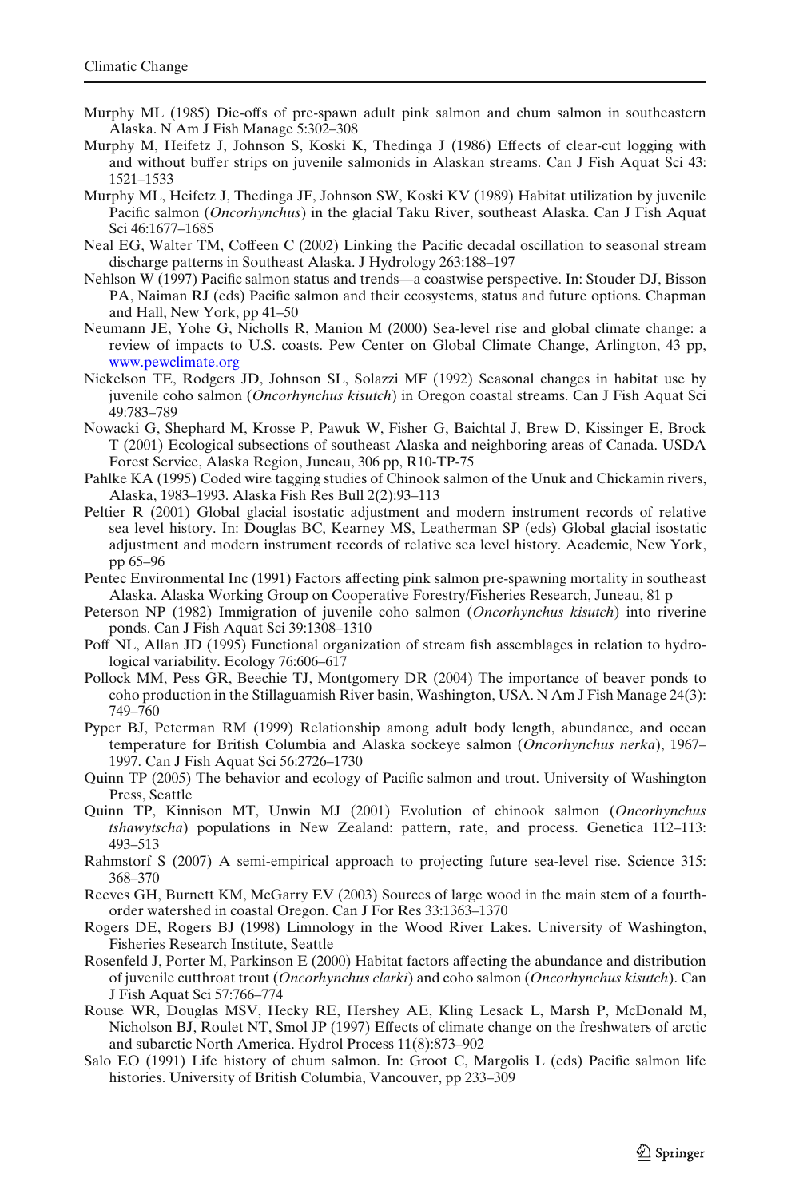Murphy ML (1985) Die-offs of pre-spawn adult pink salmon and chum salmon in southeastern Alaska. N Am J Fish Manage 5:302–308

Murphy M, Heifetz J, Johnson S, Koski K, Thedinga J (1986) Effects of clear-cut logging with and without buffer strips on juvenile salmonids in Alaskan streams. Can J Fish Aquat Sci 43: 1521–1533

Murphy ML, Heifetz J, Thedinga JF, Johnson SW, Koski KV (1989) Habitat utilization by juvenile Pacific salmon (*Oncorhynchus*) in the glacial Taku River, southeast Alaska. Can J Fish Aquat Sci 46:1677–1685

Neal EG, Walter TM, Coffeen C (2002) Linking the Pacific decadal oscillation to seasonal stream discharge patterns in Southeast Alaska. J Hydrology 263:188–197

Nehlson W (1997) Pacific salmon status and trends—a coastwise perspective. In: Stouder DJ, Bisson PA, Naiman RJ (eds) Pacific salmon and their ecosystems, status and future options. Chapman and Hall, New York, pp 41–50

Neumann JE, Yohe G, Nicholls R, Manion M (2000) Sea-level rise and global climate change: a review of impacts to U.S. coasts. Pew Center on Global Climate Change, Arlington, 43 pp, www.pewclimate.org

Nickelson TE, Rodgers JD, Johnson SL, Solazzi MF (1992) Seasonal changes in habitat use by juvenile coho salmon (*Oncorhynchus kisutch*) in Oregon coastal streams. Can J Fish Aquat Sci 49:783–789

Nowacki G, Shephard M, Krosse P, Pawuk W, Fisher G, Baichtal J, Brew D, Kissinger E, Brock T (2001) Ecological subsections of southeast Alaska and neighboring areas of Canada. USDA Forest Service, Alaska Region, Juneau, 306 pp, R10-TP-75

Pahlke KA (1995) Coded wire tagging studies of Chinook salmon of the Unuk and Chickamin rivers, Alaska, 1983–1993. Alaska Fish Res Bull 2(2):93–113

Peltier R (2001) Global glacial isostatic adjustment and modern instrument records of relative sea level history. In: Douglas BC, Kearney MS, Leatherman SP (eds) Global glacial isostatic adjustment and modern instrument records of relative sea level history. Academic, New York, pp 65–96

Pentec Environmental Inc (1991) Factors affecting pink salmon pre-spawning mortality in southeast Alaska. Alaska Working Group on Cooperative Forestry/Fisheries Research, Juneau, 81 p

Peterson NP (1982) Immigration of juvenile coho salmon (*Oncorhynchus kisutch*) into riverine ponds. Can J Fish Aquat Sci 39:1308–1310

Poff NL, Allan JD (1995) Functional organization of stream fish assemblages in relation to hydrological variability. Ecology 76:606–617

Pollock MM, Pess GR, Beechie TJ, Montgomery DR (2004) The importance of beaver ponds to coho production in the Stillaguamish River basin, Washington, USA. N Am J Fish Manage 24(3): 749–760

Pyper BJ, Peterman RM (1999) Relationship among adult body length, abundance, and ocean temperature for British Columbia and Alaska sockeye salmon (*Oncorhynchus nerka*), 1967–1997. Can J Fish Aquat Sci 56:2726–1730

Quinn TP (2005) The behavior and ecology of Pacific salmon and trout. University of Washington Press, Seattle

Quinn TP, Kinnison MT, Unwin MJ (2001) Evolution of chinook salmon (*Oncorhynchus tshawytscha*) populations in New Zealand: pattern, rate, and process. Genetica 112–113: 493–513

Rahmstorf S (2007) A semi-empirical approach to projecting future sea-level rise. Science 315: 368–370

Reeves GH, Burnett KM, McGarry EV (2003) Sources of large wood in the main stem of a fourth-order watershed in coastal Oregon. Can J For Res 33:1363–1370

Rogers DE, Rogers BJ (1998) Limnology in the Wood River Lakes. University of Washington, Fisheries Research Institute, Seattle

Rosenfeld J, Porter M, Parkinson E (2000) Habitat factors affecting the abundance and distribution of juvenile cutthroat trout (*Oncorhynchus clarki*) and coho salmon (*Oncorhynchus kisutch*). Can J Fish Aquat Sci 57:766–774

Rouse WR, Douglas MSV, Hecky RE, Hershey AE, Kling Lesack L, Marsh P, McDonald M, Nicholson BJ, Roulet NT, Smol JP (1997) Effects of climate change on the freshwaters of arctic and subarctic North America. Hydrol Process 11(8):873–902

Salo EO (1991) Life history of chum salmon. In: Groot C, Margolis L (eds) Pacific salmon life histories. University of British Columbia, Vancouver, pp 233–309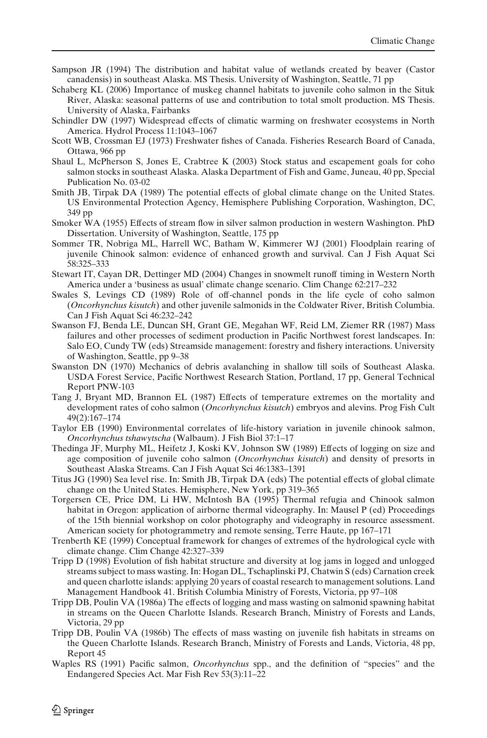Sampson JR (1994) The distribution and habitat value of wetlands created by beaver (Castor canadensis) in southeast Alaska. MS Thesis. University of Washington, Seattle, 71 pp

Schaberg KL (2006) Importance of muskeg channel habitats to juvenile coho salmon in the Situk River, Alaska: seasonal patterns of use and contribution to total smolt production. MS Thesis. University of Alaska, Fairbanks

Schindler DW (1997) Widespread effects of climatic warming on freshwater ecosystems in North America. Hydrol Process 11:1043–1067

Scott WB, Crossman EJ (1973) Freshwater fishes of Canada. Fisheries Research Board of Canada, Ottawa, 966 pp

Shaul L, McPherson S, Jones E, Crabtree K (2003) Stock status and escapement goals for coho salmon stocks in southeast Alaska. Alaska Department of Fish and Game, Juneau, 40 pp, Special Publication No. 03-02

Smith JB, Tirpak DA (1989) The potential effects of global climate change on the United States. US Environmental Protection Agency, Hemisphere Publishing Corporation, Washington, DC, 349 pp

Smoker WA (1955) Effects of stream flow in silver salmon production in western Washington. PhD Dissertation. University of Washington, Seattle, 175 pp

Sommer TR, Nobriga ML, Harrell WC, Batham W, Kimmerer WJ (2001) Floodplain rearing of juvenile Chinook salmon: evidence of enhanced growth and survival. Can J Fish Aquat Sci 58:325–333

Stewart IT, Cayan DR, Dettinger MD (2004) Changes in snowmelt runoff timing in Western North America under a 'business as usual' climate change scenario. Clim Change 62:217–232

Swales S, Levings CD (1989) Role of off-channel ponds in the life cycle of coho salmon (*Oncorhynchus kisutch*) and other juvenile salmonids in the Coldwater River, British Columbia. Can J Fish Aquat Sci 46:232–242

Swanson FJ, Benda LE, Duncan SH, Grant GE, Megahan WF, Reid LM, Ziemer RR (1987) Mass failures and other processes of sediment production in Pacific Northwest forest landscapes. In: Salo EO, Cundy TW (eds) Streamside management: forestry and fishery interactions. University of Washington, Seattle, pp 9–38

Swanston DN (1970) Mechanics of debris avalanching in shallow till soils of Southeast Alaska. USDA Forest Service, Pacific Northwest Research Station, Portland, 17 pp, General Technical Report PNW-103

Tang J, Bryant MD, Brannon EL (1987) Effects of temperature extremes on the mortality and development rates of coho salmon (*Oncorhynchus kisutch*) embryos and alevins. Prog Fish Cult 49(2):167–174

Taylor EB (1990) Environmental correlates of life-history variation in juvenile chinook salmon, *Oncorhynchus tshawytscha* (Walbaum). J Fish Biol 37:1–17

Thedinga JF, Murphy ML, Heifetz J, Koski KV, Johnson SW (1989) Effects of logging on size and age composition of juvenile coho salmon (*Oncorhynchus kisutch*) and density of presorts in Southeast Alaska Streams. Can J Fish Aquat Sci 46:1383–1391

Titus JG (1990) Sea level rise. In: Smith JB, Tirpak DA (eds) The potential effects of global climate change on the United States. Hemisphere, New York, pp 319–365

Torgersen CE, Price DM, Li HW, McIntosh BA (1995) Thermal refugia and Chinook salmon habitat in Oregon: application of airborne thermal videography. In: Mausel P (ed) Proceedings of the 15th biennial workshop on color photography and videography in resource assessment. American society for photogrammetry and remote sensing, Terre Haute, pp 167–171

Trenberth KE (1999) Conceptual framework for changes of extremes of the hydrological cycle with climate change. Clim Change 42:327–339

Tripp D (1998) Evolution of fish habitat structure and diversity at log jams in logged and unlogged streams subject to mass wasting. In: Hogan DL, Tschaplinski PJ, Chatwin S (eds) Carnation creek and queen charlotte islands: applying 20 years of coastal research to management solutions. Land Management Handbook 41. British Columbia Ministry of Forests, Victoria, pp 97–108

Tripp DB, Poulin VA (1986a) The effects of logging and mass wasting on salmonid spawning habitat in streams on the Queen Charlotte Islands. Research Branch, Ministry of Forests and Lands, Victoria, 29 pp

Tripp DB, Poulin VA (1986b) The effects of mass wasting on juvenile fish habitats in streams on the Queen Charlotte Islands. Research Branch, Ministry of Forests and Lands, Victoria, 48 pp, Report 45

Waples RS (1991) Pacific salmon, *Oncorhynchus* spp., and the definition of "species" and the Endangered Species Act. Mar Fish Rev 53(3):11–22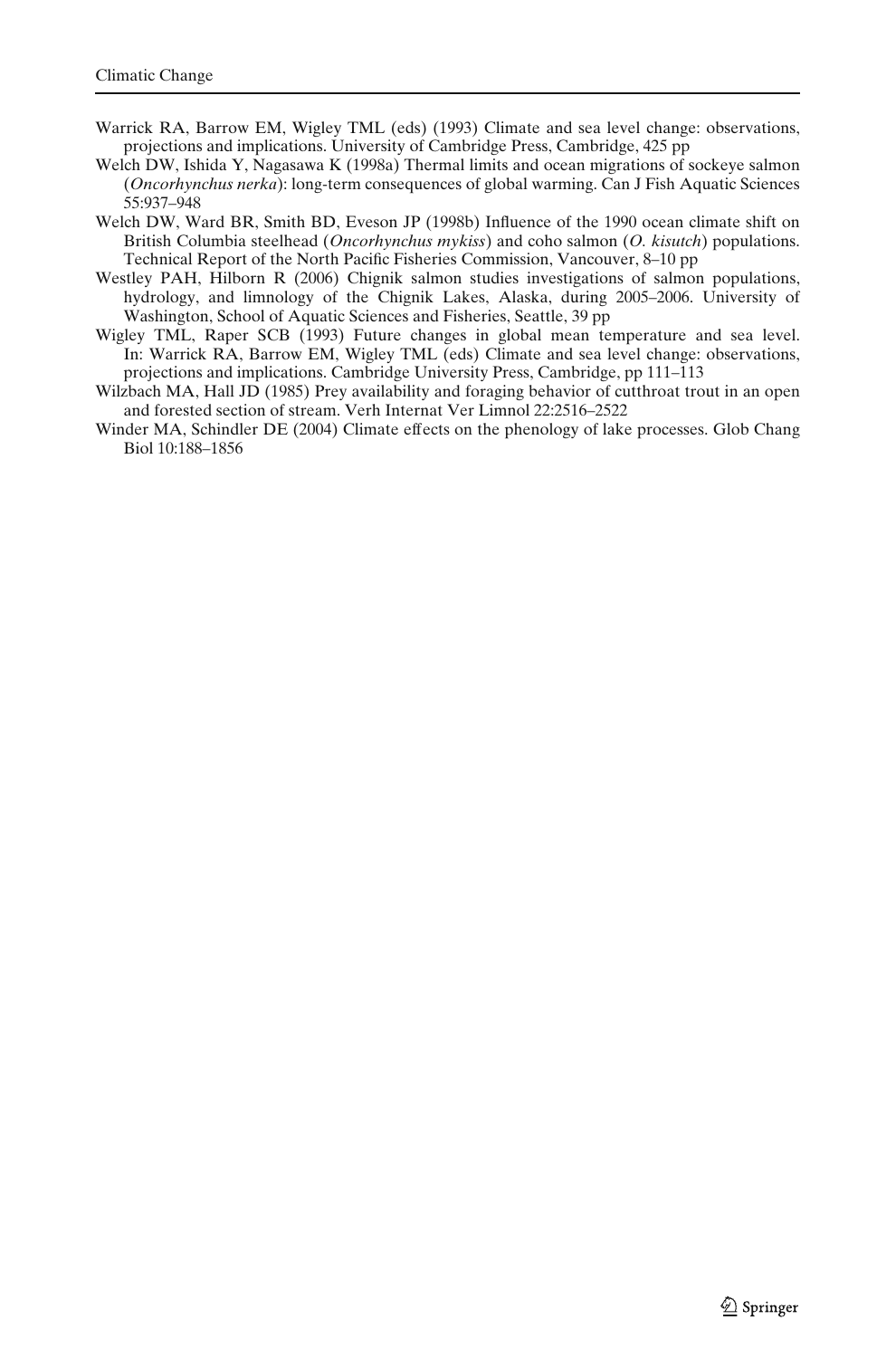Warrick RA, Barrow EM, Wigley TML (eds) (1993) Climate and sea level change: observations, projections and implications. University of Cambridge Press, Cambridge, 425 pp

Welch DW, Ishida Y, Nagasawa K (1998a) Thermal limits and ocean migrations of sockeye salmon (*Oncorhynchus nerka*): long-term consequences of global warming. Can J Fish Aquatic Sciences 55:937–948

Welch DW, Ward BR, Smith BD, Eveson JP (1998b) Influence of the 1990 ocean climate shift on British Columbia steelhead (*Oncorhynchus mykiss*) and coho salmon (*O. kisutch*) populations. Technical Report of the North Pacific Fisheries Commission, Vancouver, 8–10 pp

Westley PAH, Hilborn R (2006) Chignik salmon studies investigations of salmon populations, hydrology, and limnology of the Chignik Lakes, Alaska, during 2005–2006. University of Washington, School of Aquatic Sciences and Fisheries, Seattle, 39 pp

Wigley TML, Raper SCB (1993) Future changes in global mean temperature and sea level. In: Warrick RA, Barrow EM, Wigley TML (eds) Climate and sea level change: observations, projections and implications. Cambridge University Press, Cambridge, pp 111–113

Wilzbach MA, Hall JD (1985) Prey availability and foraging behavior of cutthroat trout in an open and forested section of stream. Verh Internat Ver Limnol 22:2516–2522

Winder MA, Schindler DE (2004) Climate effects on the phenology of lake processes. Glob Chang Biol 10:188–1856